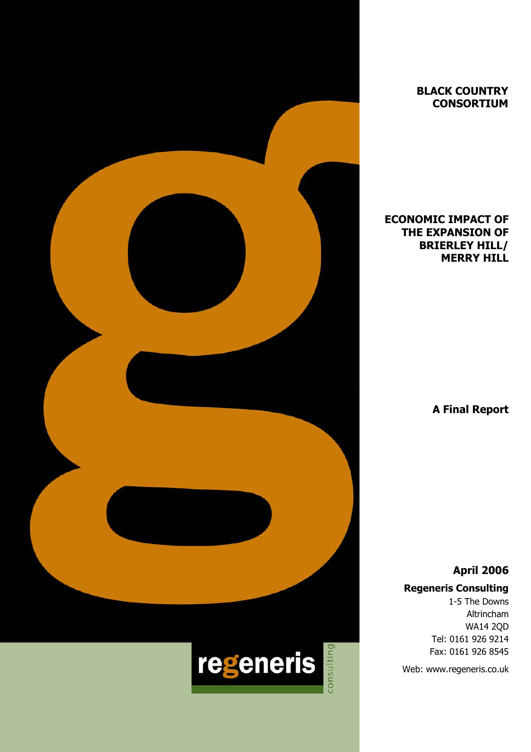**BLACK COUNTRY CONSORTIUM**

# ECONOMIC IMPACT OF THE EXPANSION OF BRIERLEY HILL/ MERRY HILL

**A Final Report**

**April 2006**

**Regeneris Consulting**

1-5 The Downs
Altrincham
WA14 2QD
Tel: 0161 926 9214
Fax: 0161 926 8545

Web: www.regeneris.co.uk

regeneris consulting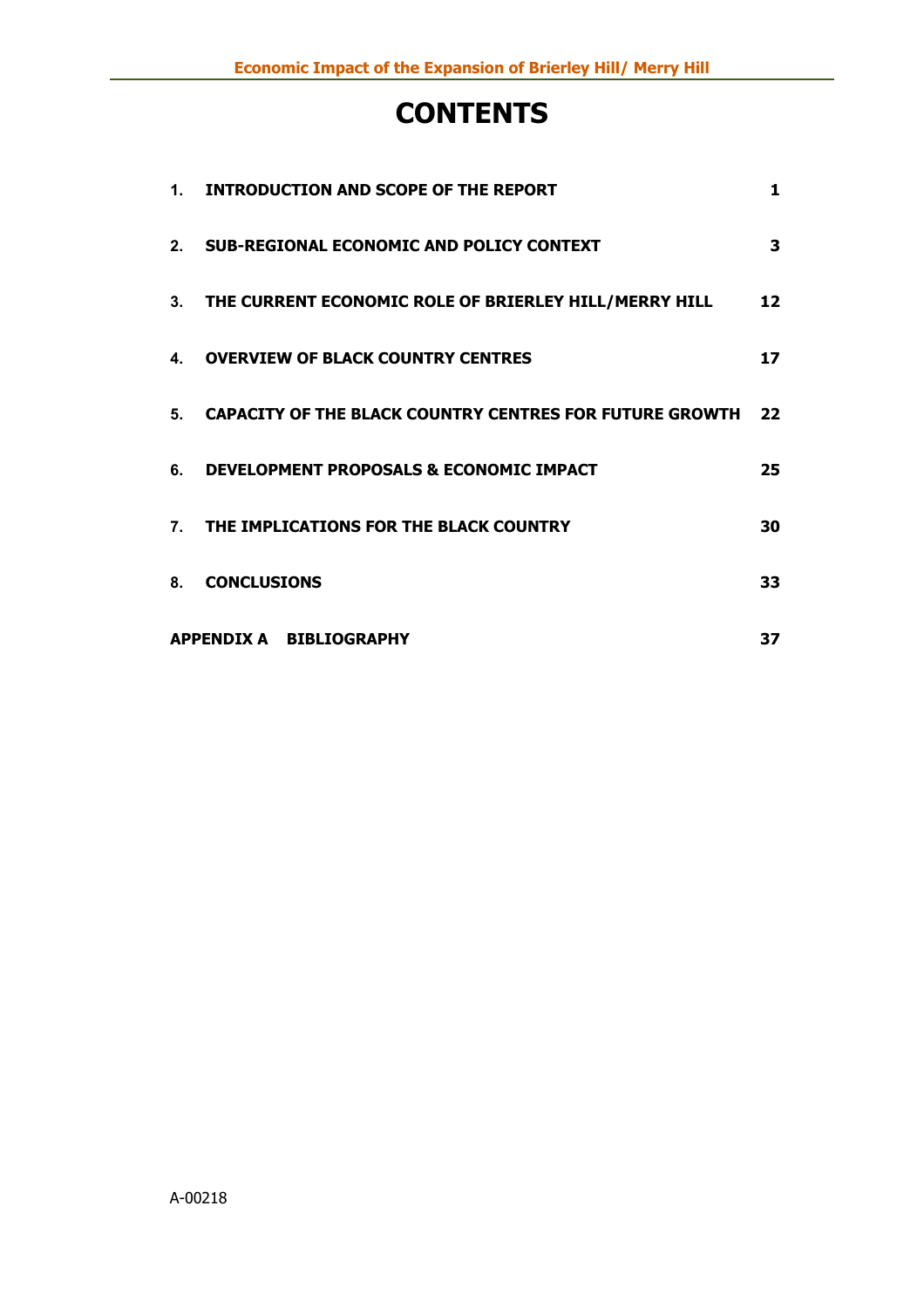# CONTENTS

| | | |
|---|---|---|
| 1. | **INTRODUCTION AND SCOPE OF THE REPORT** | 1 |
| 2. | **SUB-REGIONAL ECONOMIC AND POLICY CONTEXT** | 3 |
| 3. | **THE CURRENT ECONOMIC ROLE OF BRIERLEY HILL/MERRY HILL** | 12 |
| 4. | **OVERVIEW OF BLACK COUNTRY CENTRES** | 17 |
| 5. | **CAPACITY OF THE BLACK COUNTRY CENTRES FOR FUTURE GROWTH** | 22 |
| 6. | **DEVELOPMENT PROPOSALS & ECONOMIC IMPACT** | 25 |
| 7. | **THE IMPLICATIONS FOR THE BLACK COUNTRY** | 30 |
| 8. | **CONCLUSIONS** | 33 |
| **APPENDIX A** | **BIBLIOGRAPHY** | 37 |

A-00218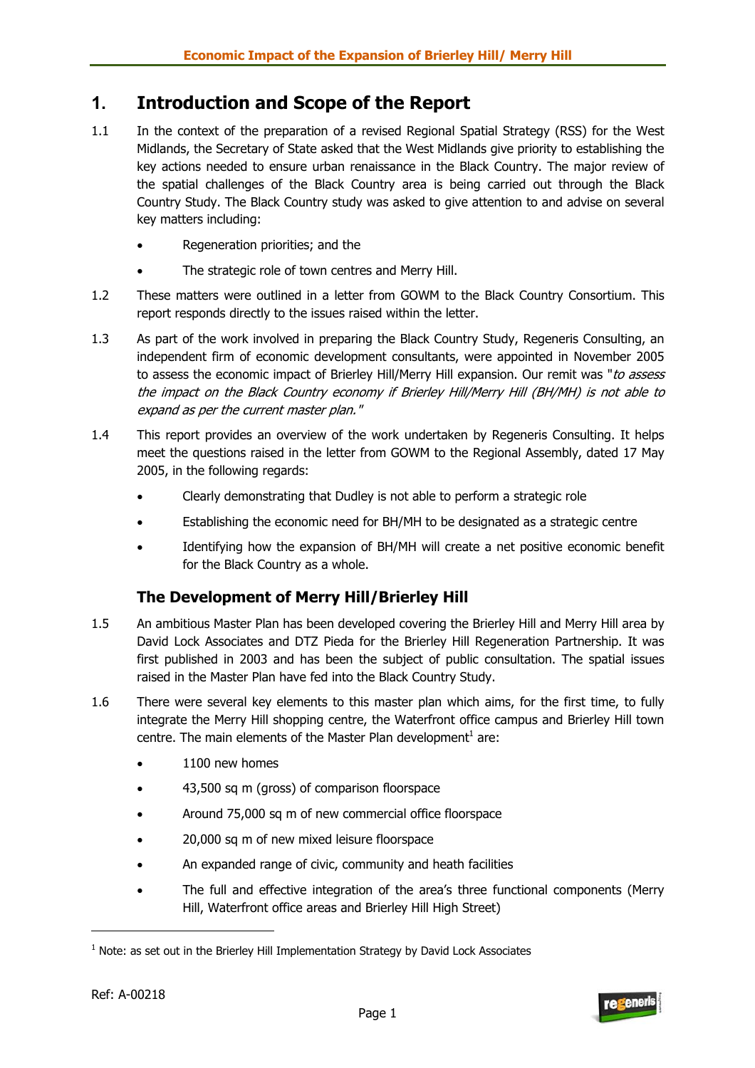# 1. Introduction and Scope of the Report

1.1 In the context of the preparation of a revised Regional Spatial Strategy (RSS) for the West Midlands, the Secretary of State asked that the West Midlands give priority to establishing the key actions needed to ensure urban renaissance in the Black Country. The major review of the spatial challenges of the Black Country area is being carried out through the Black Country Study. The Black Country study was asked to give attention to and advise on several key matters including:

- Regeneration priorities; and the
- The strategic role of town centres and Merry Hill.

1.2 These matters were outlined in a letter from GOWM to the Black Country Consortium. This report responds directly to the issues raised within the letter.

1.3 As part of the work involved in preparing the Black Country Study, Regeneris Consulting, an independent firm of economic development consultants, were appointed in November 2005 to assess the economic impact of Brierley Hill/Merry Hill expansion. Our remit was "*to assess the impact on the Black Country economy if Brierley Hill/Merry Hill (BH/MH) is not able to expand as per the current master plan.*"

1.4 This report provides an overview of the work undertaken by Regeneris Consulting. It helps meet the questions raised in the letter from GOWM to the Regional Assembly, dated 17 May 2005, in the following regards:

- Clearly demonstrating that Dudley is not able to perform a strategic role
- Establishing the economic need for BH/MH to be designated as a strategic centre
- Identifying how the expansion of BH/MH will create a net positive economic benefit for the Black Country as a whole.

## The Development of Merry Hill/Brierley Hill

1.5 An ambitious Master Plan has been developed covering the Brierley Hill and Merry Hill area by David Lock Associates and DTZ Pieda for the Brierley Hill Regeneration Partnership. It was first published in 2003 and has been the subject of public consultation. The spatial issues raised in the Master Plan have fed into the Black Country Study.

1.6 There were several key elements to this master plan which aims, for the first time, to fully integrate the Merry Hill shopping centre, the Waterfront office campus and Brierley Hill town centre. The main elements of the Master Plan development[1] are:

- 1100 new homes
- 43,500 sq m (gross) of comparison floorspace
- Around 75,000 sq m of new commercial office floorspace
- 20,000 sq m of new mixed leisure floorspace
- An expanded range of civic, community and heath facilities
- The full and effective integration of the area's three functional components (Merry Hill, Waterfront office areas and Brierley Hill High Street)

[1] Note: as set out in the Brierley Hill Implementation Strategy by David Lock Associates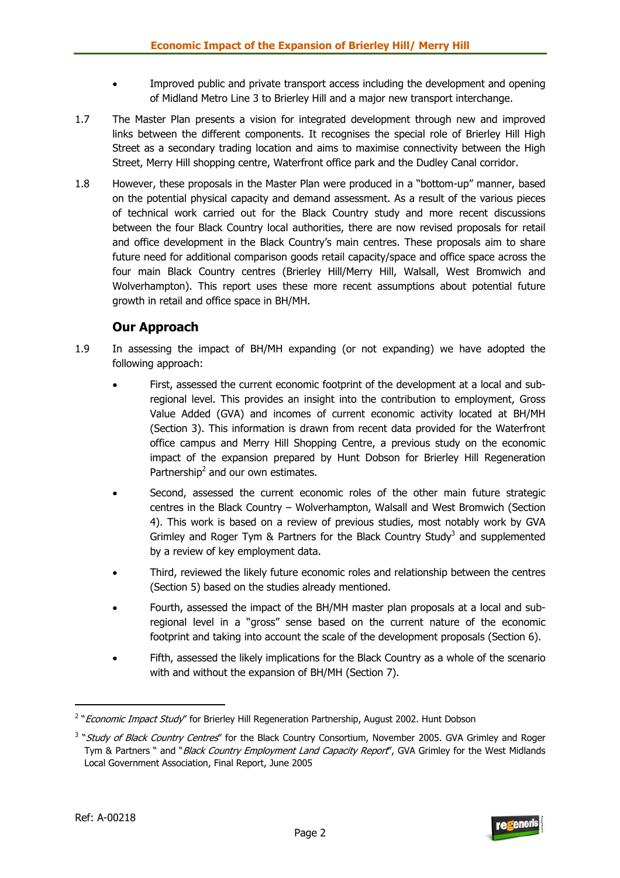- Improved public and private transport access including the development and opening of Midland Metro Line 3 to Brierley Hill and a major new transport interchange.

1.7 The Master Plan presents a vision for integrated development through new and improved links between the different components. It recognises the special role of Brierley Hill High Street as a secondary trading location and aims to maximise connectivity between the High Street, Merry Hill shopping centre, Waterfront office park and the Dudley Canal corridor.

1.8 However, these proposals in the Master Plan were produced in a "bottom-up" manner, based on the potential physical capacity and demand assessment. As a result of the various pieces of technical work carried out for the Black Country study and more recent discussions between the four Black Country local authorities, there are now revised proposals for retail and office development in the Black Country's main centres. These proposals aim to share future need for additional comparison goods retail capacity/space and office space across the four main Black Country centres (Brierley Hill/Merry Hill, Walsall, West Bromwich and Wolverhampton). This report uses these more recent assumptions about potential future growth in retail and office space in BH/MH.

## Our Approach

1.9 In assessing the impact of BH/MH expanding (or not expanding) we have adopted the following approach:

- First, assessed the current economic footprint of the development at a local and sub-regional level. This provides an insight into the contribution to employment, Gross Value Added (GVA) and incomes of current economic activity located at BH/MH (Section 3). This information is drawn from recent data provided for the Waterfront office campus and Merry Hill Shopping Centre, a previous study on the economic impact of the expansion prepared by Hunt Dobson for Brierley Hill Regeneration Partnership[2] and our own estimates.
- Second, assessed the current economic roles of the other main future strategic centres in the Black Country – Wolverhampton, Walsall and West Bromwich (Section 4). This work is based on a review of previous studies, most notably work by GVA Grimley and Roger Tym & Partners for the Black Country Study[3] and supplemented by a review of key employment data.
- Third, reviewed the likely future economic roles and relationship between the centres (Section 5) based on the studies already mentioned.
- Fourth, assessed the impact of the BH/MH master plan proposals at a local and sub-regional level in a "gross" sense based on the current nature of the economic footprint and taking into account the scale of the development proposals (Section 6).
- Fifth, assessed the likely implications for the Black Country as a whole of the scenario with and without the expansion of BH/MH (Section 7).

---

[2] "*Economic Impact Study*" for Brierley Hill Regeneration Partnership, August 2002. Hunt Dobson

[3] "*Study of Black Country Centres*" for the Black Country Consortium, November 2005. GVA Grimley and Roger Tym & Partners " and "*Black Country Employment Land Capacity Report*", GVA Grimley for the West Midlands Local Government Association, Final Report, June 2005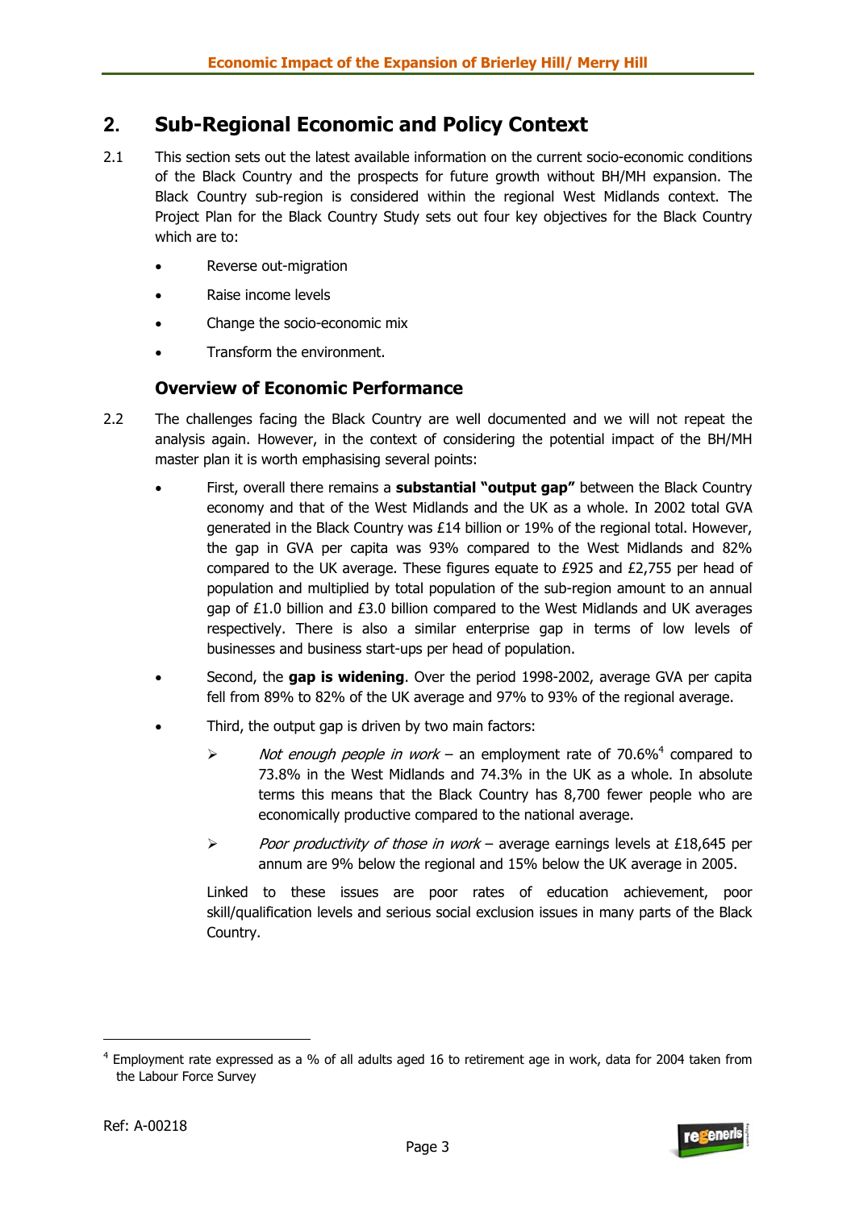## 2. Sub-Regional Economic and Policy Context

2.1 This section sets out the latest available information on the current socio-economic conditions of the Black Country and the prospects for future growth without BH/MH expansion. The Black Country sub-region is considered within the regional West Midlands context. The Project Plan for the Black Country Study sets out four key objectives for the Black Country which are to:

- Reverse out-migration
- Raise income levels
- Change the socio-economic mix
- Transform the environment.

### Overview of Economic Performance

2.2 The challenges facing the Black Country are well documented and we will not repeat the analysis again. However, in the context of considering the potential impact of the BH/MH master plan it is worth emphasising several points:

- First, overall there remains a **substantial "output gap"** between the Black Country economy and that of the West Midlands and the UK as a whole. In 2002 total GVA generated in the Black Country was £14 billion or 19% of the regional total. However, the gap in GVA per capita was 93% compared to the West Midlands and 82% compared to the UK average. These figures equate to £925 and £2,755 per head of population and multiplied by total population of the sub-region amount to an annual gap of £1.0 billion and £3.0 billion compared to the West Midlands and UK averages respectively. There is also a similar enterprise gap in terms of low levels of businesses and business start-ups per head of population.
- Second, the **gap is widening**. Over the period 1998-2002, average GVA per capita fell from 89% to 82% of the UK average and 97% to 93% of the regional average.
- Third, the output gap is driven by two main factors:
  - *Not enough people in work* – an employment rate of 70.6%[4] compared to 73.8% in the West Midlands and 74.3% in the UK as a whole. In absolute terms this means that the Black Country has 8,700 fewer people who are economically productive compared to the national average.
  - *Poor productivity of those in work* – average earnings levels at £18,645 per annum are 9% below the regional and 15% below the UK average in 2005.

  Linked to these issues are poor rates of education achievement, poor skill/qualification levels and serious social exclusion issues in many parts of the Black Country.

[4] Employment rate expressed as a % of all adults aged 16 to retirement age in work, data for 2004 taken from the Labour Force Survey

Ref: A-00218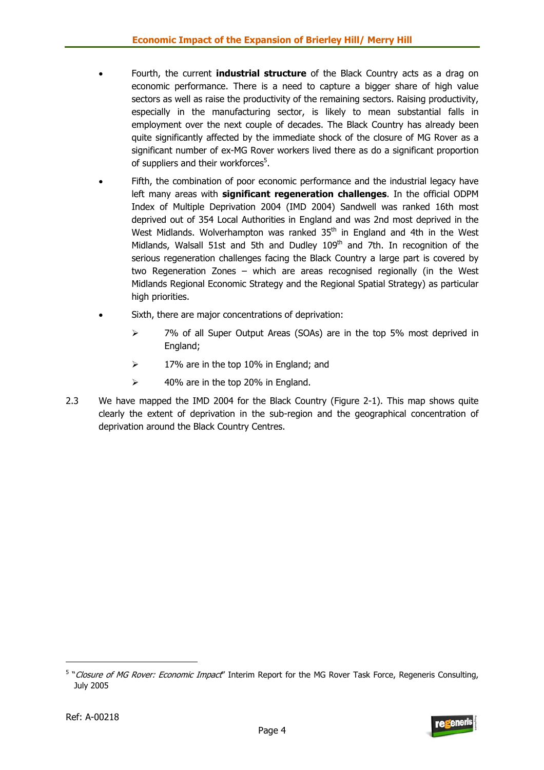- Fourth, the current **industrial structure** of the Black Country acts as a drag on economic performance. There is a need to capture a bigger share of high value sectors as well as raise the productivity of the remaining sectors. Raising productivity, especially in the manufacturing sector, is likely to mean substantial falls in employment over the next couple of decades. The Black Country has already been quite significantly affected by the immediate shock of the closure of MG Rover as a significant number of ex-MG Rover workers lived there as do a significant proportion of suppliers and their workforces[5].

- Fifth, the combination of poor economic performance and the industrial legacy have left many areas with **significant regeneration challenges**. In the official ODPM Index of Multiple Deprivation 2004 (IMD 2004) Sandwell was ranked 16th most deprived out of 354 Local Authorities in England and was 2nd most deprived in the West Midlands. Wolverhampton was ranked 35th in England and 4th in the West Midlands, Walsall 51st and 5th and Dudley 109th and 7th. In recognition of the serious regeneration challenges facing the Black Country a large part is covered by two Regeneration Zones – which are areas recognised regionally (in the West Midlands Regional Economic Strategy and the Regional Spatial Strategy) as particular high priorities.

- Sixth, there are major concentrations of deprivation:
  - 7% of all Super Output Areas (SOAs) are in the top 5% most deprived in England;
  - 17% are in the top 10% in England; and
  - 40% are in the top 20% in England.

2.3 We have mapped the IMD 2004 for the Black Country (Figure 2-1). This map shows quite clearly the extent of deprivation in the sub-region and the geographical concentration of deprivation around the Black Country Centres.

---

[5] "*Closure of MG Rover: Economic Impact*" Interim Report for the MG Rover Task Force, Regeneris Consulting, July 2005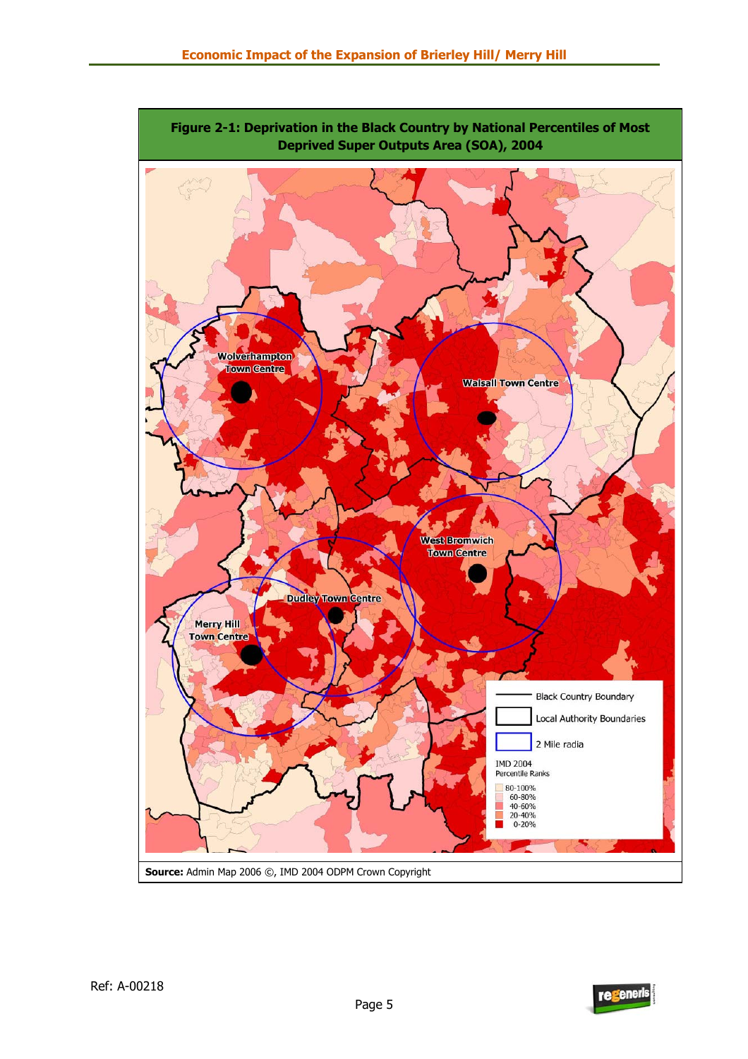**Figure 2-1: Deprivation in the Black Country by National Percentiles of Most Deprived Super Outputs Area (SOA), 2004**

**Source:** Admin Map 2006 ©, IMD 2004 ODPM Crown Copyright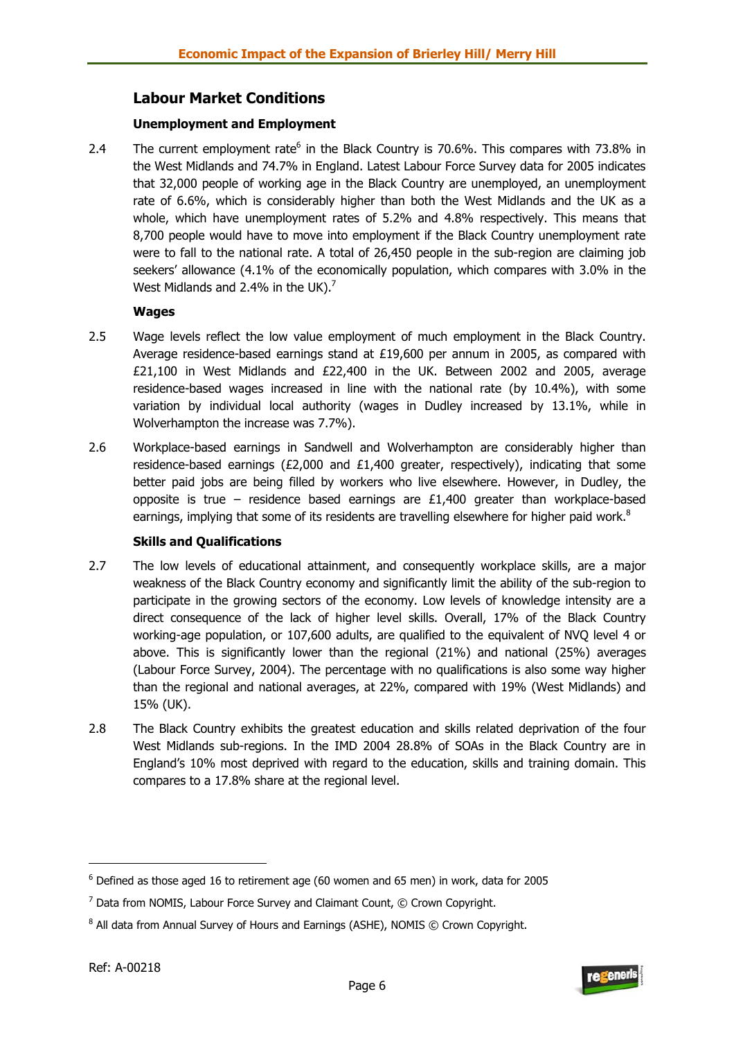## Labour Market Conditions

### Unemployment and Employment

2.4 The current employment rate[6] in the Black Country is 70.6%. This compares with 73.8% in the West Midlands and 74.7% in England. Latest Labour Force Survey data for 2005 indicates that 32,000 people of working age in the Black Country are unemployed, an unemployment rate of 6.6%, which is considerably higher than both the West Midlands and the UK as a whole, which have unemployment rates of 5.2% and 4.8% respectively. This means that 8,700 people would have to move into employment if the Black Country unemployment rate were to fall to the national rate. A total of 26,450 people in the sub-region are claiming job seekers' allowance (4.1% of the economically population, which compares with 3.0% in the West Midlands and 2.4% in the UK).[7]

### Wages

2.5 Wage levels reflect the low value employment of much employment in the Black Country. Average residence-based earnings stand at £19,600 per annum in 2005, as compared with £21,100 in West Midlands and £22,400 in the UK. Between 2002 and 2005, average residence-based wages increased in line with the national rate (by 10.4%), with some variation by individual local authority (wages in Dudley increased by 13.1%, while in Wolverhampton the increase was 7.7%).

2.6 Workplace-based earnings in Sandwell and Wolverhampton are considerably higher than residence-based earnings (£2,000 and £1,400 greater, respectively), indicating that some better paid jobs are being filled by workers who live elsewhere. However, in Dudley, the opposite is true – residence based earnings are £1,400 greater than workplace-based earnings, implying that some of its residents are travelling elsewhere for higher paid work.[8]

### Skills and Qualifications

2.7 The low levels of educational attainment, and consequently workplace skills, are a major weakness of the Black Country economy and significantly limit the ability of the sub-region to participate in the growing sectors of the economy. Low levels of knowledge intensity are a direct consequence of the lack of higher level skills. Overall, 17% of the Black Country working-age population, or 107,600 adults, are qualified to the equivalent of NVQ level 4 or above. This is significantly lower than the regional (21%) and national (25%) averages (Labour Force Survey, 2004). The percentage with no qualifications is also some way higher than the regional and national averages, at 22%, compared with 19% (West Midlands) and 15% (UK).

2.8 The Black Country exhibits the greatest education and skills related deprivation of the four West Midlands sub-regions. In the IMD 2004 28.8% of SOAs in the Black Country are in England's 10% most deprived with regard to the education, skills and training domain. This compares to a 17.8% share at the regional level.

---

[6] Defined as those aged 16 to retirement age (60 women and 65 men) in work, data for 2005

[7] Data from NOMIS, Labour Force Survey and Claimant Count, © Crown Copyright.

[8] All data from Annual Survey of Hours and Earnings (ASHE), NOMIS © Crown Copyright.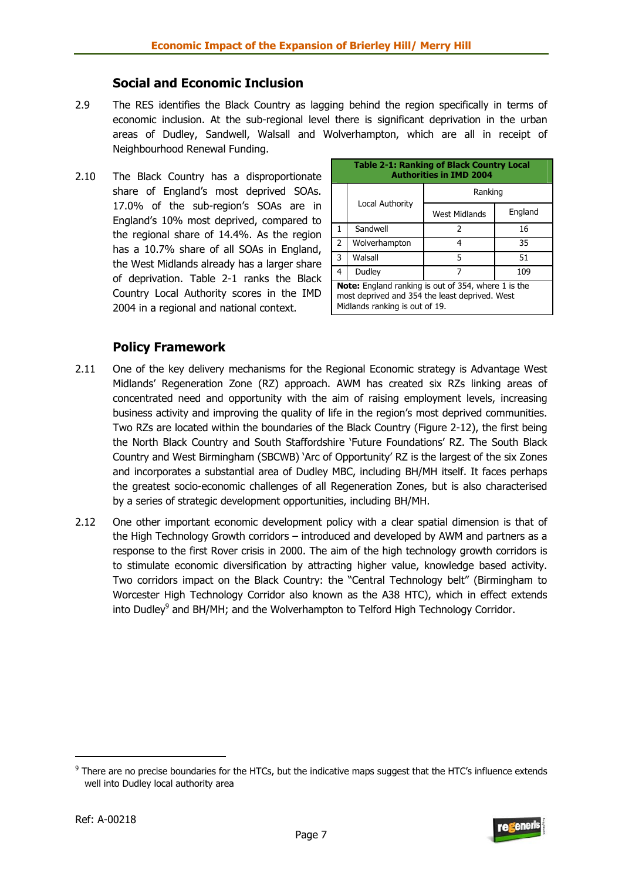### Social and Economic Inclusion

2.9 The RES identifies the Black Country as lagging behind the region specifically in terms of economic inclusion. At the sub-regional level there is significant deprivation in the urban areas of Dudley, Sandwell, Walsall and Wolverhampton, which are all in receipt of Neighbourhood Renewal Funding.

2.10 The Black Country has a disproportionate share of England's most deprived SOAs. 17.0% of the sub-region's SOAs are in England's 10% most deprived, compared to the regional share of 14.4%. As the region has a 10.7% share of all SOAs in England, the West Midlands already has a larger share of deprivation. Table 2-1 ranks the Black Country Local Authority scores in the IMD 2004 in a regional and national context.

**Table 2-1: Ranking of Black Country Local Authorities in IMD 2004**

| | Local Authority | Ranking | |
|---|---|---|---|
| | | West Midlands | England |
| 1 | Sandwell | 2 | 16 |
| 2 | Wolverhampton | 4 | 35 |
| 3 | Walsall | 5 | 51 |
| 4 | Dudley | 7 | 109 |

**Note:** England ranking is out of 354, where 1 is the most deprived and 354 the least deprived. West Midlands ranking is out of 19.

### Policy Framework

2.11 One of the key delivery mechanisms for the Regional Economic strategy is Advantage West Midlands' Regeneration Zone (RZ) approach. AWM has created six RZs linking areas of concentrated need and opportunity with the aim of raising employment levels, increasing business activity and improving the quality of life in the region's most deprived communities. Two RZs are located within the boundaries of the Black Country (Figure 2-12), the first being the North Black Country and South Staffordshire 'Future Foundations' RZ. The South Black Country and West Birmingham (SBCWB) 'Arc of Opportunity' RZ is the largest of the six Zones and incorporates a substantial area of Dudley MBC, including BH/MH itself. It faces perhaps the greatest socio-economic challenges of all Regeneration Zones, but is also characterised by a series of strategic development opportunities, including BH/MH.

2.12 One other important economic development policy with a clear spatial dimension is that of the High Technology Growth corridors – introduced and developed by AWM and partners as a response to the first Rover crisis in 2000. The aim of the high technology growth corridors is to stimulate economic diversification by attracting higher value, knowledge based activity. Two corridors impact on the Black Country: the "Central Technology belt" (Birmingham to Worcester High Technology Corridor also known as the A38 HTC), which in effect extends into Dudley[9] and BH/MH; and the Wolverhampton to Telford High Technology Corridor.

[9] There are no precise boundaries for the HTCs, but the indicative maps suggest that the HTC's influence extends well into Dudley local authority area

Ref: A-00218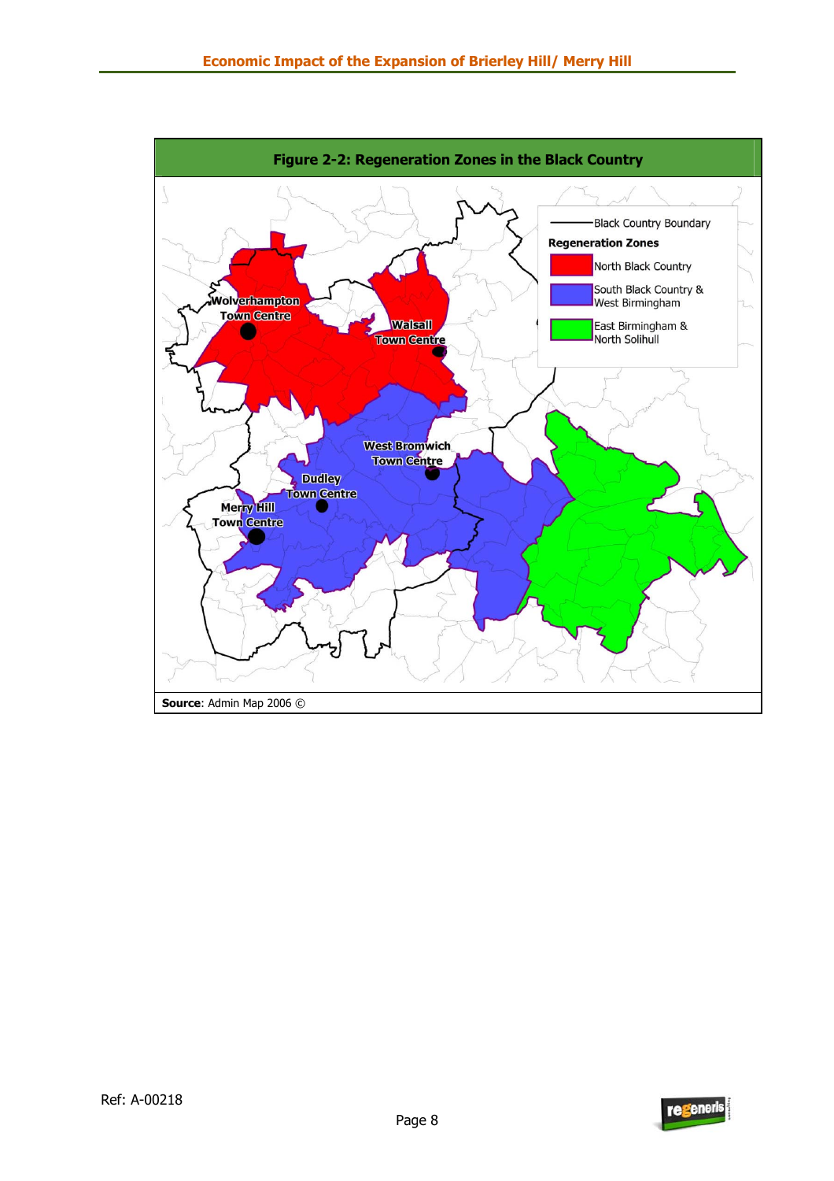**Figure 2-2: Regeneration Zones in the Black Country**

**Source**: Admin Map 2006 ©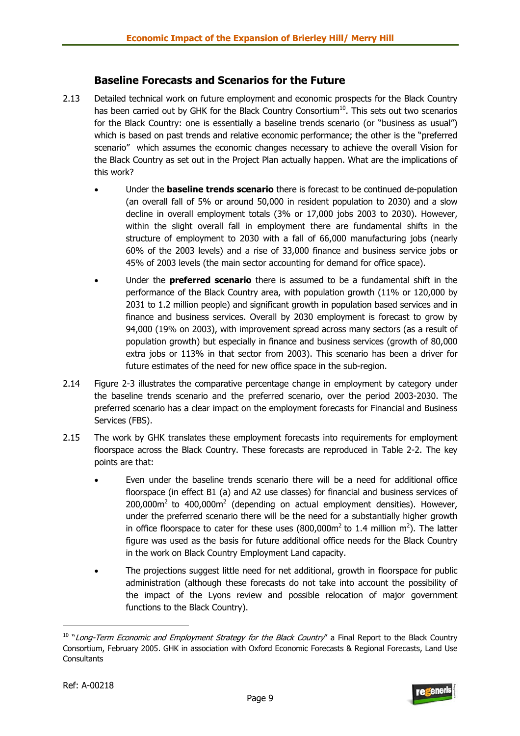## Baseline Forecasts and Scenarios for the Future

2.13 Detailed technical work on future employment and economic prospects for the Black Country has been carried out by GHK for the Black Country Consortium[10]. This sets out two scenarios for the Black Country: one is essentially a baseline trends scenario (or "business as usual") which is based on past trends and relative economic performance; the other is the "preferred scenario" which assumes the economic changes necessary to achieve the overall Vision for the Black Country as set out in the Project Plan actually happen. What are the implications of this work?

- Under the **baseline trends scenario** there is forecast to be continued de-population (an overall fall of 5% or around 50,000 in resident population to 2030) and a slow decline in overall employment totals (3% or 17,000 jobs 2003 to 2030). However, within the slight overall fall in employment there are fundamental shifts in the structure of employment to 2030 with a fall of 66,000 manufacturing jobs (nearly 60% of the 2003 levels) and a rise of 33,000 finance and business service jobs or 45% of 2003 levels (the main sector accounting for demand for office space).
- Under the **preferred scenario** there is assumed to be a fundamental shift in the performance of the Black Country area, with population growth (11% or 120,000 by 2031 to 1.2 million people) and significant growth in population based services and in finance and business services. Overall by 2030 employment is forecast to grow by 94,000 (19% on 2003), with improvement spread across many sectors (as a result of population growth) but especially in finance and business services (growth of 80,000 extra jobs or 113% in that sector from 2003). This scenario has been a driver for future estimates of the need for new office space in the sub-region.

2.14 Figure 2-3 illustrates the comparative percentage change in employment by category under the baseline trends scenario and the preferred scenario, over the period 2003-2030. The preferred scenario has a clear impact on the employment forecasts for Financial and Business Services (FBS).

2.15 The work by GHK translates these employment forecasts into requirements for employment floorspace across the Black Country. These forecasts are reproduced in Table 2-2. The key points are that:

- Even under the baseline trends scenario there will be a need for additional office floorspace (in effect B1 (a) and A2 use classes) for financial and business services of 200,000m$^2$ to 400,000m$^2$ (depending on actual employment densities). However, under the preferred scenario there will be the need for a substantially higher growth in office floorspace to cater for these uses (800,000m$^2$ to 1.4 million m$^2$). The latter figure was used as the basis for future additional office needs for the Black Country in the work on Black Country Employment Land capacity.
- The projections suggest little need for net additional, growth in floorspace for public administration (although these forecasts do not take into account the possibility of the impact of the Lyons review and possible relocation of major government functions to the Black Country).

---

[10] "*Long-Term Economic and Employment Strategy for the Black Country*" a Final Report to the Black Country Consortium, February 2005. GHK in association with Oxford Economic Forecasts & Regional Forecasts, Land Use Consultants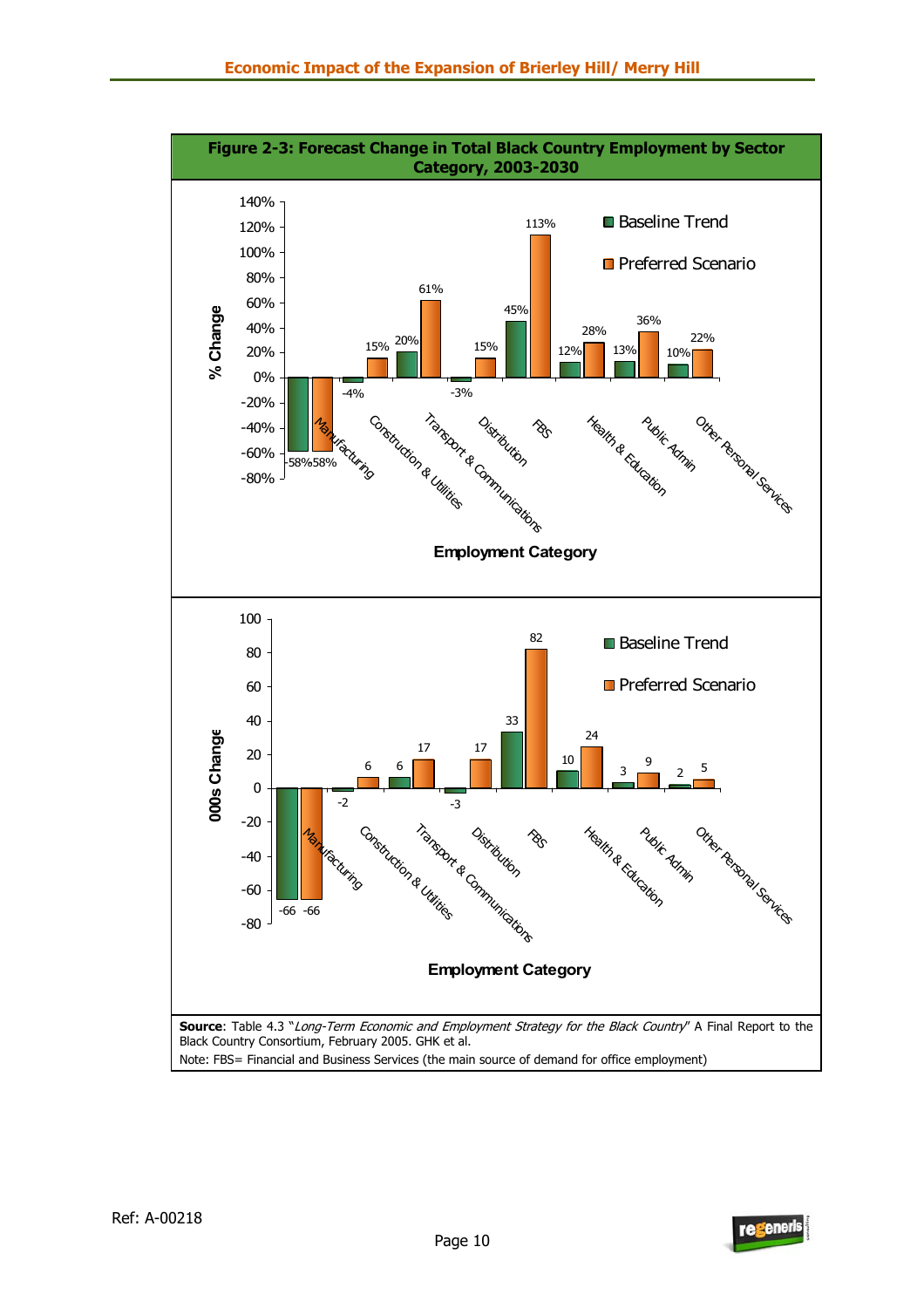**Figure 2-3: Forecast Change in Total Black Country Employment by Sector Category, 2003-2030**

| Employment Category | Baseline Trend (% Change) | Preferred Scenario (% Change) | Baseline Trend (000s Change) | Preferred Scenario (000s Change) |
|---|---|---|---|---|
| Manufacturing | -58% | -58% | -66 | -66 |
| Construction & Utilities | -4% | 15% | -2 | 6 |
| Transport & Communications | 20% | 61% | 6 | 17 |
| Distribution | -3% | 15% | -3 | 17 |
| FBS | 45% | 113% | 33 | 82 |
| Health & Education | 12% | 28% | 10 | 24 |
| Public Admin | 13% | 36% | 3 | 9 |
| Other Personal Services | 10% | 22% | 2 | 5 |

**Source**: Table 4.3 "*Long-Term Economic and Employment Strategy for the Black Country*" A Final Report to the Black Country Consortium, February 2005. GHK et al.

Note: FBS= Financial and Business Services (the main source of demand for office employment)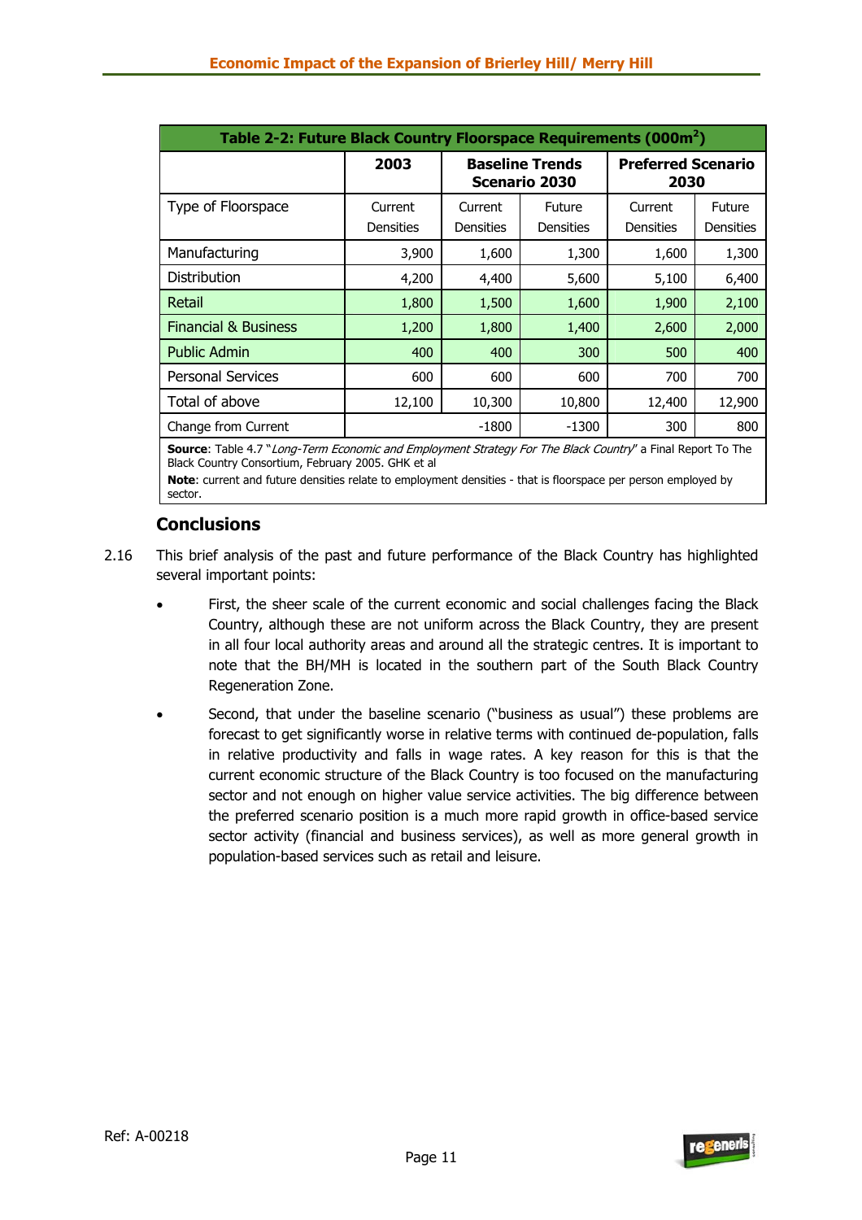**Table 2-2: Future Black Country Floorspace Requirements (000m$^2$)**

| | 2003 | Baseline Trends Scenario 2030 | | Preferred Scenario 2030 | |
|---|---|---|---|---|---|
| Type of Floorspace | Current Densities | Current Densities | Future Densities | Current Densities | Future Densities |
| Manufacturing | 3,900 | 1,600 | 1,300 | 1,600 | 1,300 |
| Distribution | 4,200 | 4,400 | 5,600 | 5,100 | 6,400 |
| Retail | 1,800 | 1,500 | 1,600 | 1,900 | 2,100 |
| Financial & Business | 1,200 | 1,800 | 1,400 | 2,600 | 2,000 |
| Public Admin | 400 | 400 | 300 | 500 | 400 |
| Personal Services | 600 | 600 | 600 | 700 | 700 |
| Total of above | 12,100 | 10,300 | 10,800 | 12,400 | 12,900 |
| Change from Current | | -1800 | -1300 | 300 | 800 |

**Source**: Table 4.7 "*Long-Term Economic and Employment Strategy For The Black Country*" a Final Report To The Black Country Consortium, February 2005. GHK et al

**Note**: current and future densities relate to employment densities - that is floorspace per person employed by sector.

## Conclusions

2.16 This brief analysis of the past and future performance of the Black Country has highlighted several important points:

- First, the sheer scale of the current economic and social challenges facing the Black Country, although these are not uniform across the Black Country, they are present in all four local authority areas and around all the strategic centres. It is important to note that the BH/MH is located in the southern part of the South Black Country Regeneration Zone.

- Second, that under the baseline scenario ("business as usual") these problems are forecast to get significantly worse in relative terms with continued de-population, falls in relative productivity and falls in wage rates. A key reason for this is that the current economic structure of the Black Country is too focused on the manufacturing sector and not enough on higher value service activities. The big difference between the preferred scenario position is a much more rapid growth in office-based service sector activity (financial and business services), as well as more general growth in population-based services such as retail and leisure.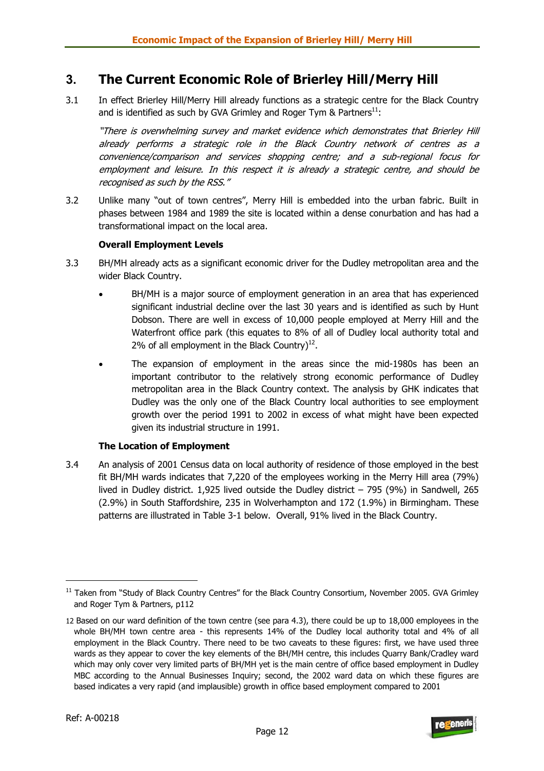# 3. The Current Economic Role of Brierley Hill/Merry Hill

3.1 In effect Brierley Hill/Merry Hill already functions as a strategic centre for the Black Country and is identified as such by GVA Grimley and Roger Tym & Partners[11]:

*"There is overwhelming survey and market evidence which demonstrates that Brierley Hill already performs a strategic role in the Black Country network of centres as a convenience/comparison and services shopping centre; and a sub-regional focus for employment and leisure. In this respect it is already a strategic centre, and should be recognised as such by the RSS."*

3.2 Unlike many "out of town centres", Merry Hill is embedded into the urban fabric. Built in phases between 1984 and 1989 the site is located within a dense conurbation and has had a transformational impact on the local area.

**Overall Employment Levels**

3.3 BH/MH already acts as a significant economic driver for the Dudley metropolitan area and the wider Black Country.

- BH/MH is a major source of employment generation in an area that has experienced significant industrial decline over the last 30 years and is identified as such by Hunt Dobson. There are well in excess of 10,000 people employed at Merry Hill and the Waterfront office park (this equates to 8% of all of Dudley local authority total and 2% of all employment in the Black Country)[12].
- The expansion of employment in the areas since the mid-1980s has been an important contributor to the relatively strong economic performance of Dudley metropolitan area in the Black Country context. The analysis by GHK indicates that Dudley was the only one of the Black Country local authorities to see employment growth over the period 1991 to 2002 in excess of what might have been expected given its industrial structure in 1991.

**The Location of Employment**

3.4 An analysis of 2001 Census data on local authority of residence of those employed in the best fit BH/MH wards indicates that 7,220 of the employees working in the Merry Hill area (79%) lived in Dudley district. 1,925 lived outside the Dudley district – 795 (9%) in Sandwell, 265 (2.9%) in South Staffordshire, 235 in Wolverhampton and 172 (1.9%) in Birmingham. These patterns are illustrated in Table 3-1 below. Overall, 91% lived in the Black Country.

---

[11] Taken from "Study of Black Country Centres" for the Black Country Consortium, November 2005. GVA Grimley and Roger Tym & Partners, p112

[12] Based on our ward definition of the town centre (see para 4.3), there could be up to 18,000 employees in the whole BH/MH town centre area - this represents 14% of the Dudley local authority total and 4% of all employment in the Black Country. There need to be two caveats to these figures: first, we have used three wards as they appear to cover the key elements of the BH/MH centre, this includes Quarry Bank/Cradley ward which may only cover very limited parts of BH/MH yet is the main centre of office based employment in Dudley MBC according to the Annual Businesses Inquiry; second, the 2002 ward data on which these figures are based indicates a very rapid (and implausible) growth in office based employment compared to 2001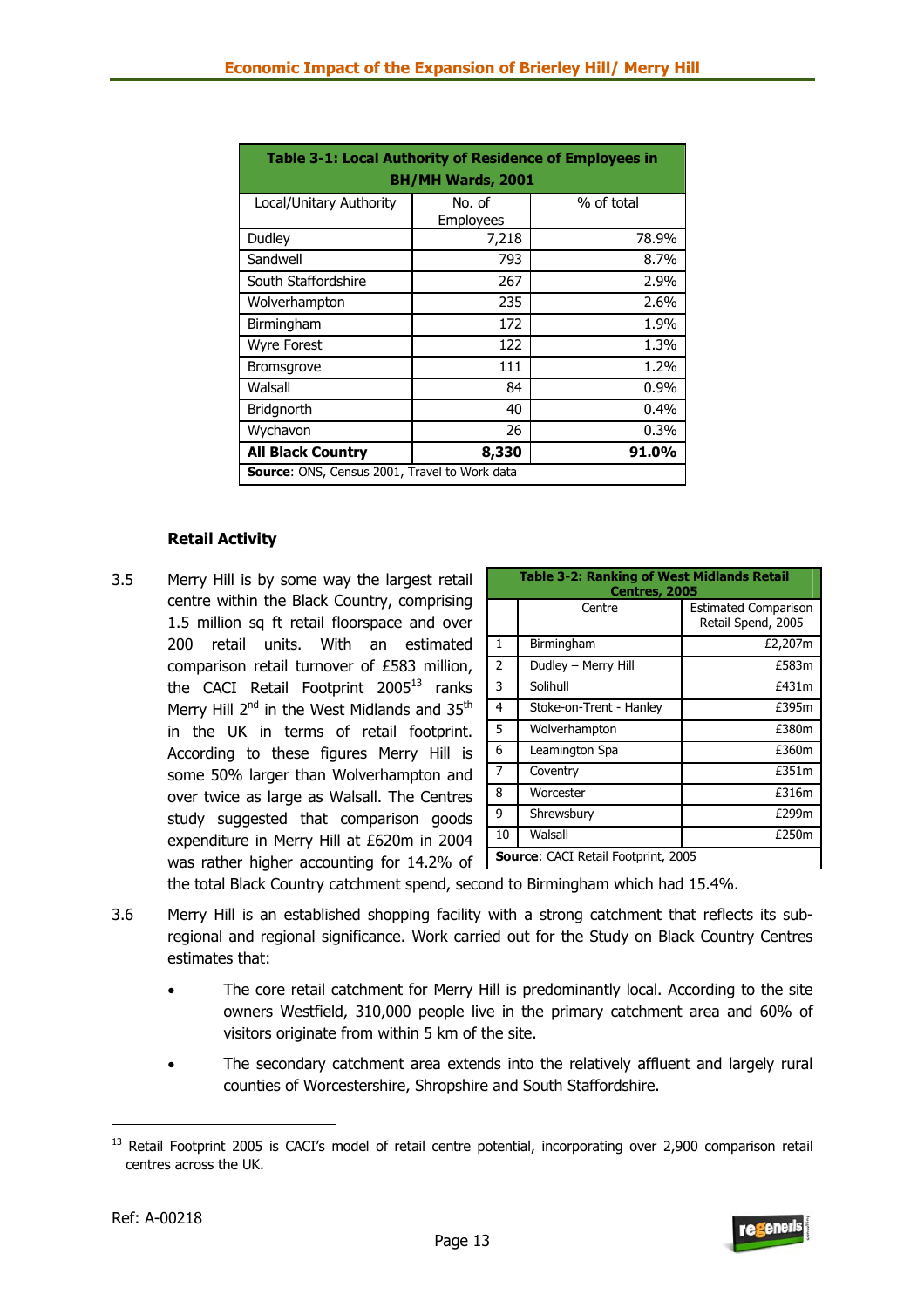| Table 3-1: Local Authority of Residence of Employees in BH/MH Wards, 2001 | | |
|---|---|---|
| Local/Unitary Authority | No. of Employees | % of total |
| Dudley | 7,218 | 78.9% |
| Sandwell | 793 | 8.7% |
| South Staffordshire | 267 | 2.9% |
| Wolverhampton | 235 | 2.6% |
| Birmingham | 172 | 1.9% |
| Wyre Forest | 122 | 1.3% |
| Bromsgrove | 111 | 1.2% |
| Walsall | 84 | 0.9% |
| Bridgnorth | 40 | 0.4% |
| Wychavon | 26 | 0.3% |
| **All Black Country** | **8,330** | **91.0%** |

**Source**: ONS, Census 2001, Travel to Work data

### Retail Activity

3.5 Merry Hill is by some way the largest retail centre within the Black Country, comprising 1.5 million sq ft retail floorspace and over 200 retail units. With an estimated comparison retail turnover of £583 million, the CACI Retail Footprint 2005[13] ranks Merry Hill 2nd in the West Midlands and 35th in the UK in terms of retail footprint. According to these figures Merry Hill is some 50% larger than Wolverhampton and over twice as large as Walsall. The Centres study suggested that comparison goods expenditure in Merry Hill at £620m in 2004 was rather higher accounting for 14.2% of the total Black Country catchment spend, second to Birmingham which had 15.4%.

| Table 3-2: Ranking of West Midlands Retail Centres, 2005 | | |
|---|---|---|
| | Centre | Estimated Comparison Retail Spend, 2005 |
| 1 | Birmingham | £2,207m |
| 2 | Dudley – Merry Hill | £583m |
| 3 | Solihull | £431m |
| 4 | Stoke-on-Trent - Hanley | £395m |
| 5 | Wolverhampton | £380m |
| 6 | Leamington Spa | £360m |
| 7 | Coventry | £351m |
| 8 | Worcester | £316m |
| 9 | Shrewsbury | £299m |
| 10 | Walsall | £250m |

**Source**: CACI Retail Footprint, 2005

3.6 Merry Hill is an established shopping facility with a strong catchment that reflects its sub-regional and regional significance. Work carried out for the Study on Black Country Centres estimates that:

- The core retail catchment for Merry Hill is predominantly local. According to the site owners Westfield, 310,000 people live in the primary catchment area and 60% of visitors originate from within 5 km of the site.
- The secondary catchment area extends into the relatively affluent and largely rural counties of Worcestershire, Shropshire and South Staffordshire.

---

[13] Retail Footprint 2005 is CACI's model of retail centre potential, incorporating over 2,900 comparison retail centres across the UK.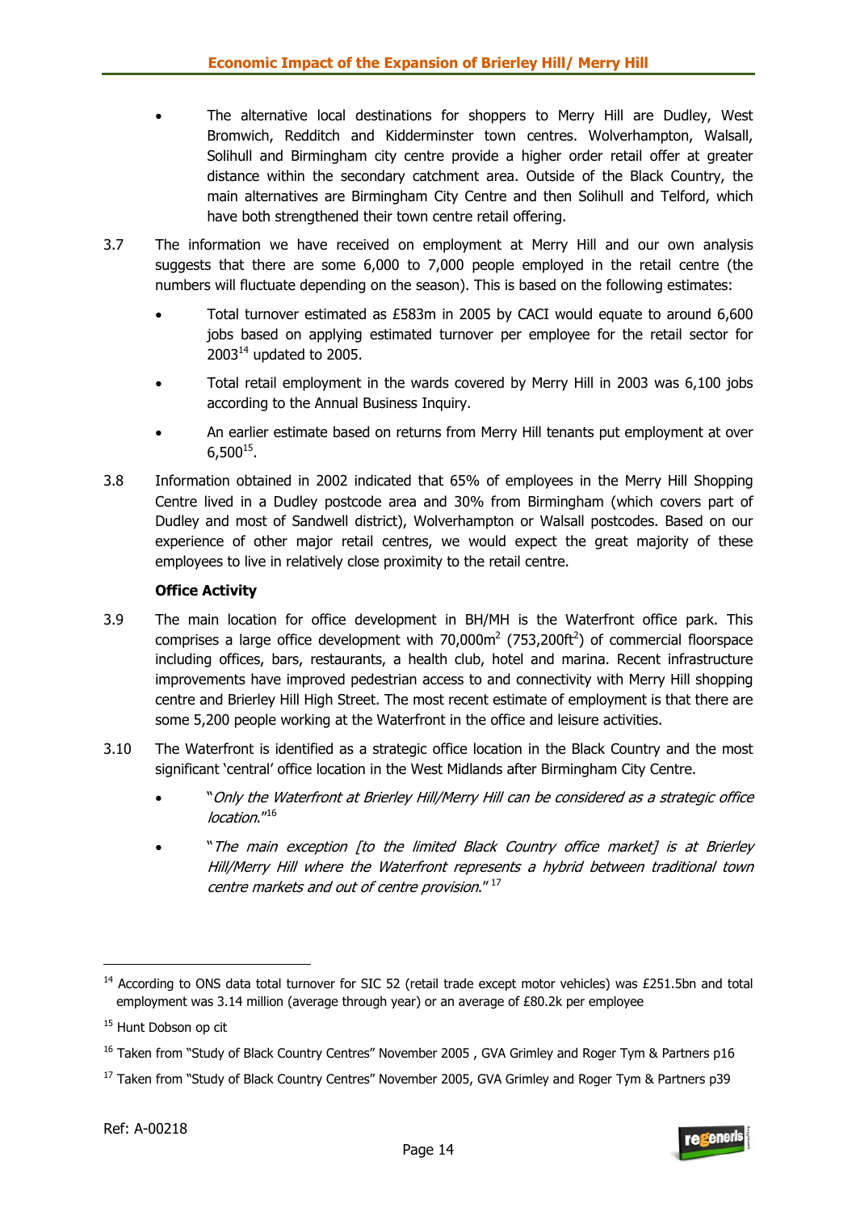- The alternative local destinations for shoppers to Merry Hill are Dudley, West Bromwich, Redditch and Kidderminster town centres. Wolverhampton, Walsall, Solihull and Birmingham city centre provide a higher order retail offer at greater distance within the secondary catchment area. Outside of the Black Country, the main alternatives are Birmingham City Centre and then Solihull and Telford, which have both strengthened their town centre retail offering.

3.7 The information we have received on employment at Merry Hill and our own analysis suggests that there are some 6,000 to 7,000 people employed in the retail centre (the numbers will fluctuate depending on the season). This is based on the following estimates:

- Total turnover estimated as £583m in 2005 by CACI would equate to around 6,600 jobs based on applying estimated turnover per employee for the retail sector for 2003[14] updated to 2005.
- Total retail employment in the wards covered by Merry Hill in 2003 was 6,100 jobs according to the Annual Business Inquiry.
- An earlier estimate based on returns from Merry Hill tenants put employment at over 6,500[15].

3.8 Information obtained in 2002 indicated that 65% of employees in the Merry Hill Shopping Centre lived in a Dudley postcode area and 30% from Birmingham (which covers part of Dudley and most of Sandwell district), Wolverhampton or Walsall postcodes. Based on our experience of other major retail centres, we would expect the great majority of these employees to live in relatively close proximity to the retail centre.

**Office Activity**

3.9 The main location for office development in BH/MH is the Waterfront office park. This comprises a large office development with 70,000m$^2$ (753,200ft$^2$) of commercial floorspace including offices, bars, restaurants, a health club, hotel and marina. Recent infrastructure improvements have improved pedestrian access to and connectivity with Merry Hill shopping centre and Brierley Hill High Street. The most recent estimate of employment is that there are some 5,200 people working at the Waterfront in the office and leisure activities.

3.10 The Waterfront is identified as a strategic office location in the Black Country and the most significant 'central' office location in the West Midlands after Birmingham City Centre.

- "*Only the Waterfront at Brierley Hill/Merry Hill can be considered as a strategic office location.*"[16]
- "*The main exception [to the limited Black Country office market] is at Brierley Hill/Merry Hill where the Waterfront represents a hybrid between traditional town centre markets and out of centre provision.*" [17]

---

[14] According to ONS data total turnover for SIC 52 (retail trade except motor vehicles) was £251.5bn and total employment was 3.14 million (average through year) or an average of £80.2k per employee

[15] Hunt Dobson op cit

[16] Taken from "Study of Black Country Centres" November 2005 , GVA Grimley and Roger Tym & Partners p16

[17] Taken from "Study of Black Country Centres" November 2005, GVA Grimley and Roger Tym & Partners p39

Ref: A-00218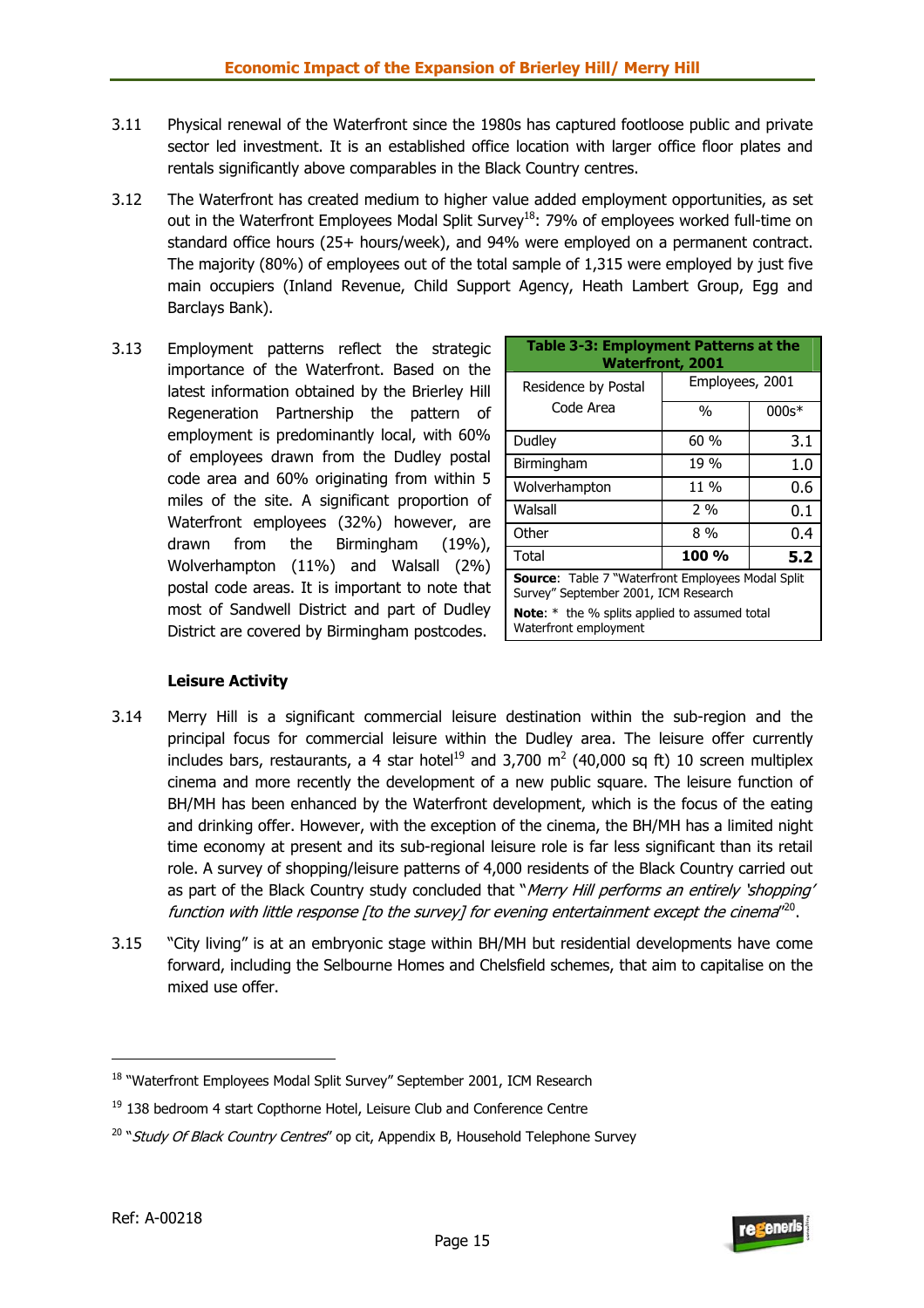3.11 Physical renewal of the Waterfront since the 1980s has captured footloose public and private sector led investment. It is an established office location with larger office floor plates and rentals significantly above comparables in the Black Country centres.

3.12 The Waterfront has created medium to higher value added employment opportunities, as set out in the Waterfront Employees Modal Split Survey[18]: 79% of employees worked full-time on standard office hours (25+ hours/week), and 94% were employed on a permanent contract. The majority (80%) of employees out of the total sample of 1,315 were employed by just five main occupiers (Inland Revenue, Child Support Agency, Heath Lambert Group, Egg and Barclays Bank).

3.13 Employment patterns reflect the strategic importance of the Waterfront. Based on the latest information obtained by the Brierley Hill Regeneration Partnership the pattern of employment is predominantly local, with 60% of employees drawn from the Dudley postal code area and 60% originating from within 5 miles of the site. A significant proportion of Waterfront employees (32%) however, are drawn from the Birmingham (19%), Wolverhampton (11%) and Walsall (2%) postal code areas. It is important to note that most of Sandwell District and part of Dudley District are covered by Birmingham postcodes.

**Table 3-3: Employment Patterns at the Waterfront, 2001**

| Residence by Postal Code Area | Employees, 2001 | |
|---|---|---|
| | % | 000s* |
| Dudley | 60 % | 3.1 |
| Birmingham | 19 % | 1.0 |
| Wolverhampton | 11 % | 0.6 |
| Walsall | 2 % | 0.1 |
| Other | 8 % | 0.4 |
| Total | **100 %** | **5.2** |

**Source**: Table 7 "Waterfront Employees Modal Split Survey" September 2001, ICM Research

**Note**: * the % splits applied to assumed total Waterfront employment

### Leisure Activity

3.14 Merry Hill is a significant commercial leisure destination within the sub-region and the principal focus for commercial leisure within the Dudley area. The leisure offer currently includes bars, restaurants, a 4 star hotel[19] and 3,700 $m^2$ (40,000 sq ft) 10 screen multiplex cinema and more recently the development of a new public square. The leisure function of BH/MH has been enhanced by the Waterfront development, which is the focus of the eating and drinking offer. However, with the exception of the cinema, the BH/MH has a limited night time economy at present and its sub-regional leisure role is far less significant than its retail role. A survey of shopping/leisure patterns of 4,000 residents of the Black Country carried out as part of the Black Country study concluded that "*Merry Hill performs an entirely 'shopping' function with little response [to the survey] for evening entertainment except the cinema*"[20].

3.15 "City living" is at an embryonic stage within BH/MH but residential developments have come forward, including the Selbourne Homes and Chelsfield schemes, that aim to capitalise on the mixed use offer.

---

[18] "Waterfront Employees Modal Split Survey" September 2001, ICM Research

[19] 138 bedroom 4 start Copthorne Hotel, Leisure Club and Conference Centre

[20] "*Study Of Black Country Centres*" op cit, Appendix B, Household Telephone Survey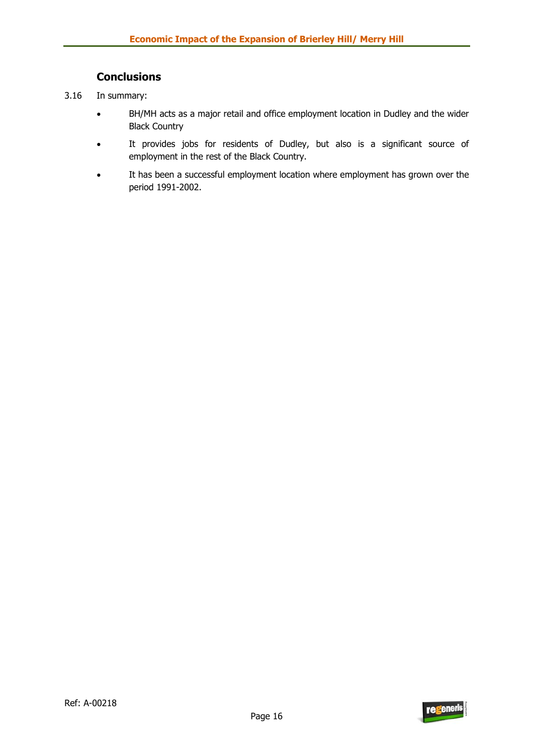### Conclusions

3.16 In summary:

- BH/MH acts as a major retail and office employment location in Dudley and the wider Black Country
- It provides jobs for residents of Dudley, but also is a significant source of employment in the rest of the Black Country.
- It has been a successful employment location where employment has grown over the period 1991-2002.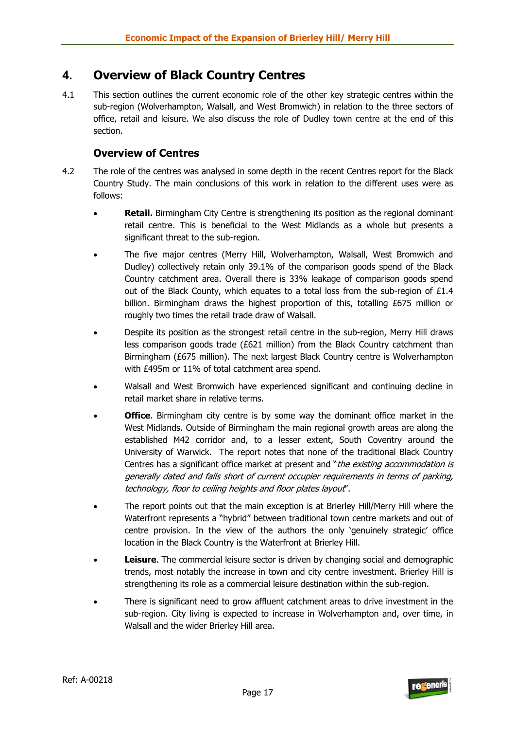# 4. Overview of Black Country Centres

4.1 This section outlines the current economic role of the other key strategic centres within the sub-region (Wolverhampton, Walsall, and West Bromwich) in relation to the three sectors of office, retail and leisure. We also discuss the role of Dudley town centre at the end of this section.

## Overview of Centres

4.2 The role of the centres was analysed in some depth in the recent Centres report for the Black Country Study. The main conclusions of this work in relation to the different uses were as follows:

- **Retail.** Birmingham City Centre is strengthening its position as the regional dominant retail centre. This is beneficial to the West Midlands as a whole but presents a significant threat to the sub-region.
- The five major centres (Merry Hill, Wolverhampton, Walsall, West Bromwich and Dudley) collectively retain only 39.1% of the comparison goods spend of the Black Country catchment area. Overall there is 33% leakage of comparison goods spend out of the Black County, which equates to a total loss from the sub-region of £1.4 billion. Birmingham draws the highest proportion of this, totalling £675 million or roughly two times the retail trade draw of Walsall.
- Despite its position as the strongest retail centre in the sub-region, Merry Hill draws less comparison goods trade (£621 million) from the Black Country catchment than Birmingham (£675 million). The next largest Black Country centre is Wolverhampton with £495m or 11% of total catchment area spend.
- Walsall and West Bromwich have experienced significant and continuing decline in retail market share in relative terms.
- **Office**. Birmingham city centre is by some way the dominant office market in the West Midlands. Outside of Birmingham the main regional growth areas are along the established M42 corridor and, to a lesser extent, South Coventry around the University of Warwick. The report notes that none of the traditional Black Country Centres has a significant office market at present and "*the existing accommodation is generally dated and falls short of current occupier requirements in terms of parking, technology, floor to ceiling heights and floor plates layout*".
- The report points out that the main exception is at Brierley Hill/Merry Hill where the Waterfront represents a "hybrid" between traditional town centre markets and out of centre provision. In the view of the authors the only 'genuinely strategic' office location in the Black Country is the Waterfront at Brierley Hill.
- **Leisure**. The commercial leisure sector is driven by changing social and demographic trends, most notably the increase in town and city centre investment. Brierley Hill is strengthening its role as a commercial leisure destination within the sub-region.
- There is significant need to grow affluent catchment areas to drive investment in the sub-region. City living is expected to increase in Wolverhampton and, over time, in Walsall and the wider Brierley Hill area.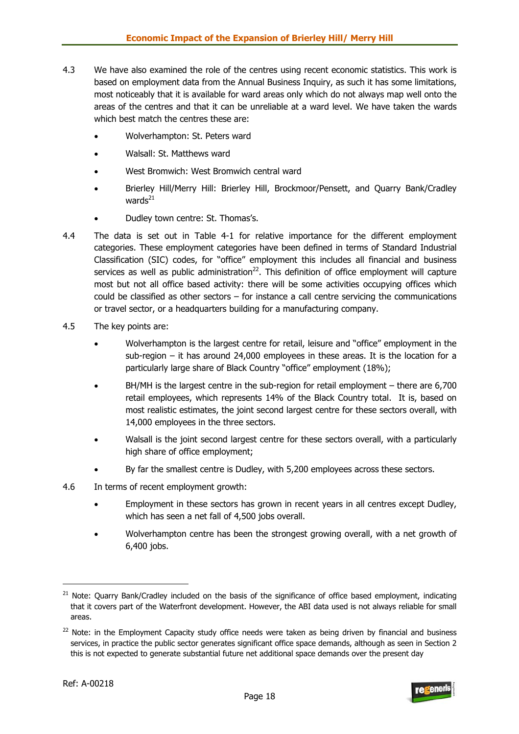4.3 We have also examined the role of the centres using recent economic statistics. This work is based on employment data from the Annual Business Inquiry, as such it has some limitations, most noticeably that it is available for ward areas only which do not always map well onto the areas of the centres and that it can be unreliable at a ward level. We have taken the wards which best match the centres these are:

- Wolverhampton: St. Peters ward
- Walsall: St. Matthews ward
- West Bromwich: West Bromwich central ward
- Brierley Hill/Merry Hill: Brierley Hill, Brockmoor/Pensett, and Quarry Bank/Cradley wards[21]
- Dudley town centre: St. Thomas's.

4.4 The data is set out in Table 4-1 for relative importance for the different employment categories. These employment categories have been defined in terms of Standard Industrial Classification (SIC) codes, for "office" employment this includes all financial and business services as well as public administration[22]. This definition of office employment will capture most but not all office based activity: there will be some activities occupying offices which could be classified as other sectors – for instance a call centre servicing the communications or travel sector, or a headquarters building for a manufacturing company.

4.5 The key points are:

- Wolverhampton is the largest centre for retail, leisure and "office" employment in the sub-region – it has around 24,000 employees in these areas. It is the location for a particularly large share of Black Country "office" employment (18%);
- BH/MH is the largest centre in the sub-region for retail employment – there are 6,700 retail employees, which represents 14% of the Black Country total. It is, based on most realistic estimates, the joint second largest centre for these sectors overall, with 14,000 employees in the three sectors.
- Walsall is the joint second largest centre for these sectors overall, with a particularly high share of office employment;
- By far the smallest centre is Dudley, with 5,200 employees across these sectors.

4.6 In terms of recent employment growth:

- Employment in these sectors has grown in recent years in all centres except Dudley, which has seen a net fall of 4,500 jobs overall.
- Wolverhampton centre has been the strongest growing overall, with a net growth of 6,400 jobs.

---

[21] Note: Quarry Bank/Cradley included on the basis of the significance of office based employment, indicating that it covers part of the Waterfront development. However, the ABI data used is not always reliable for small areas.

[22] Note: in the Employment Capacity study office needs were taken as being driven by financial and business services, in practice the public sector generates significant office space demands, although as seen in Section 2 this is not expected to generate substantial future net additional space demands over the present day

Ref: A-00218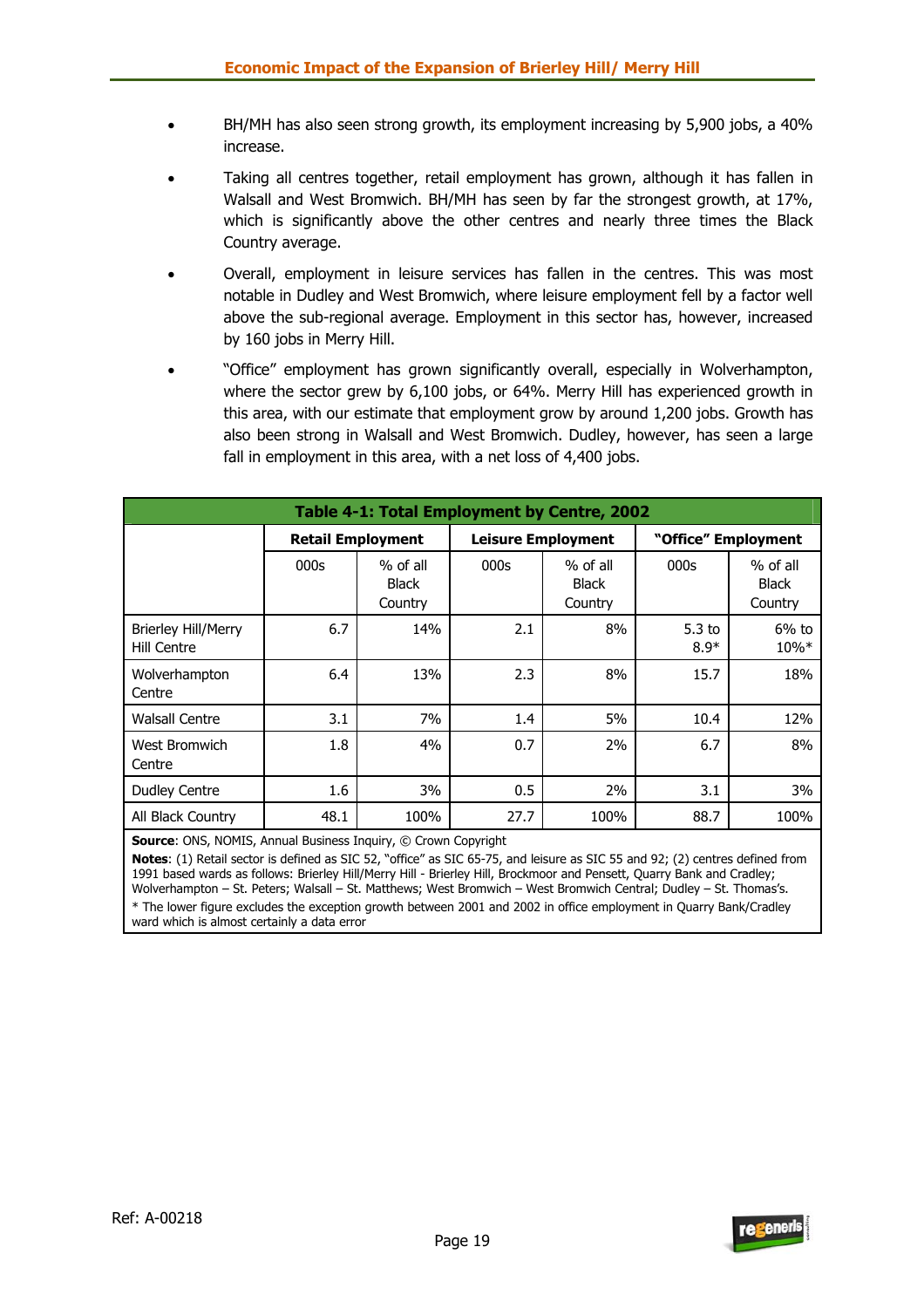- BH/MH has also seen strong growth, its employment increasing by 5,900 jobs, a 40% increase.
- Taking all centres together, retail employment has grown, although it has fallen in Walsall and West Bromwich. BH/MH has seen by far the strongest growth, at 17%, which is significantly above the other centres and nearly three times the Black Country average.
- Overall, employment in leisure services has fallen in the centres. This was most notable in Dudley and West Bromwich, where leisure employment fell by a factor well above the sub-regional average. Employment in this sector has, however, increased by 160 jobs in Merry Hill.
- "Office" employment has grown significantly overall, especially in Wolverhampton, where the sector grew by 6,100 jobs, or 64%. Merry Hill has experienced growth in this area, with our estimate that employment grow by around 1,200 jobs. Growth has also been strong in Walsall and West Bromwich. Dudley, however, has seen a large fall in employment in this area, with a net loss of 4,400 jobs.

**Table 4-1: Total Employment by Centre, 2002**

| | Retail Employment | | Leisure Employment | | "Office" Employment | |
|---|---|---|---|---|---|---|
| | 000s | % of all Black Country | 000s | % of all Black Country | 000s | % of all Black Country |
| Brierley Hill/Merry Hill Centre | 6.7 | 14% | 2.1 | 8% | 5.3 to 8.9* | 6% to 10%* |
| Wolverhampton Centre | 6.4 | 13% | 2.3 | 8% | 15.7 | 18% |
| Walsall Centre | 3.1 | 7% | 1.4 | 5% | 10.4 | 12% |
| West Bromwich Centre | 1.8 | 4% | 0.7 | 2% | 6.7 | 8% |
| Dudley Centre | 1.6 | 3% | 0.5 | 2% | 3.1 | 3% |
| All Black Country | 48.1 | 100% | 27.7 | 100% | 88.7 | 100% |

**Source**: ONS, NOMIS, Annual Business Inquiry, © Crown Copyright

**Notes**: (1) Retail sector is defined as SIC 52, "office" as SIC 65-75, and leisure as SIC 55 and 92; (2) centres defined from 1991 based wards as follows: Brierley Hill/Merry Hill - Brierley Hill, Brockmoor and Pensett, Quarry Bank and Cradley; Wolverhampton – St. Peters; Walsall – St. Matthews; West Bromwich – West Bromwich Central; Dudley – St. Thomas's.

* The lower figure excludes the exception growth between 2001 and 2002 in office employment in Quarry Bank/Cradley ward which is almost certainly a data error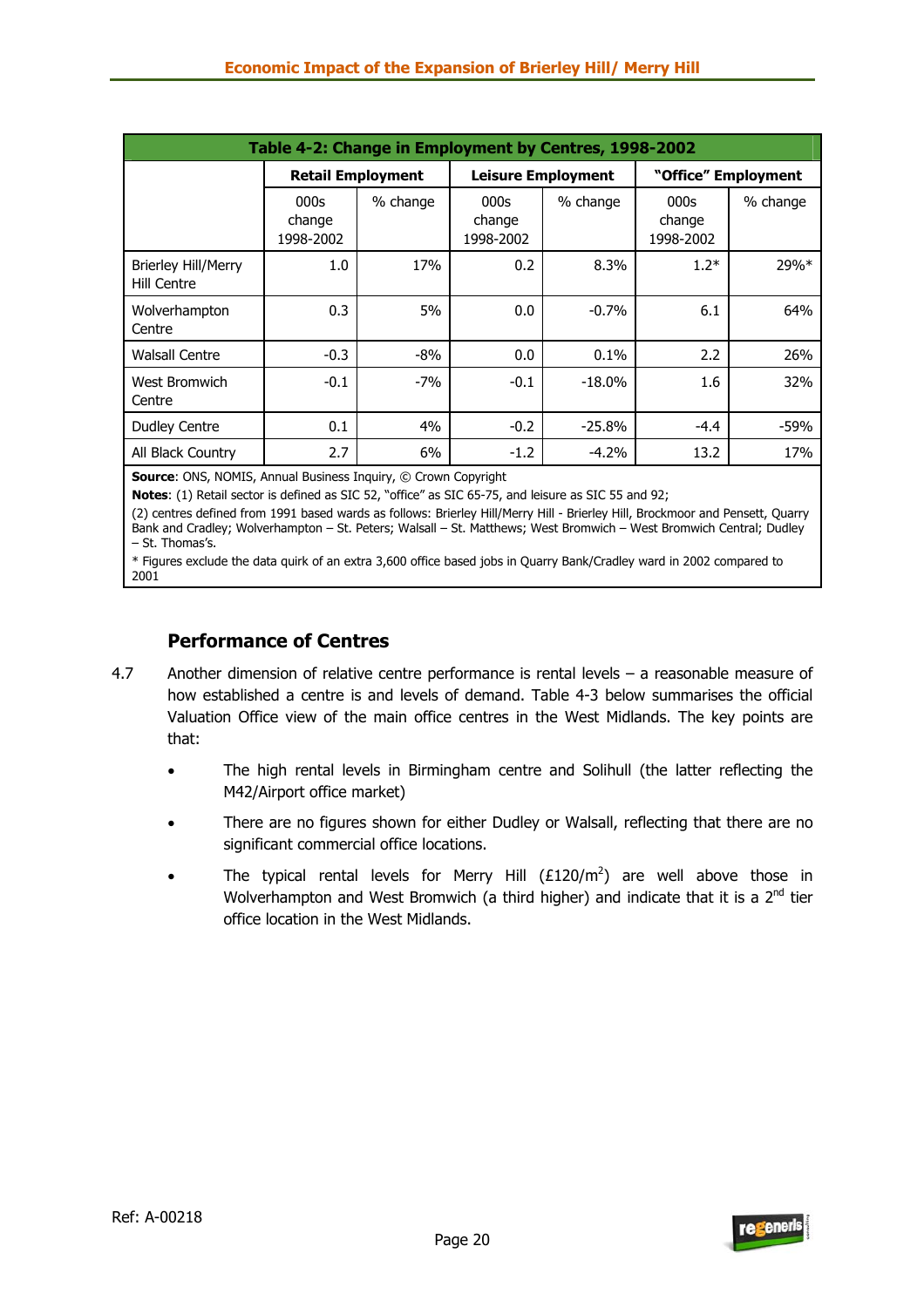**Table 4-2: Change in Employment by Centres, 1998-2002**

| | Retail Employment | | Leisure Employment | | "Office" Employment | |
|---|---|---|---|---|---|---|
| | 000s change 1998-2002 | % change | 000s change 1998-2002 | % change | 000s change 1998-2002 | % change |
| Brierley Hill/Merry Hill Centre | 1.0 | 17% | 0.2 | 8.3% | 1.2* | 29%* |
| Wolverhampton Centre | 0.3 | 5% | 0.0 | -0.7% | 6.1 | 64% |
| Walsall Centre | -0.3 | -8% | 0.0 | 0.1% | 2.2 | 26% |
| West Bromwich Centre | -0.1 | -7% | -0.1 | -18.0% | 1.6 | 32% |
| Dudley Centre | 0.1 | 4% | -0.2 | -25.8% | -4.4 | -59% |
| All Black Country | 2.7 | 6% | -1.2 | -4.2% | 13.2 | 17% |

**Source**: ONS, NOMIS, Annual Business Inquiry, © Crown Copyright

**Notes**: (1) Retail sector is defined as SIC 52, "office" as SIC 65-75, and leisure as SIC 55 and 92;

(2) centres defined from 1991 based wards as follows: Brierley Hill/Merry Hill - Brierley Hill, Brockmoor and Pensett, Quarry Bank and Cradley; Wolverhampton – St. Peters; Walsall – St. Matthews; West Bromwich – West Bromwich Central; Dudley – St. Thomas's.

* Figures exclude the data quirk of an extra 3,600 office based jobs in Quarry Bank/Cradley ward in 2002 compared to 2001

## Performance of Centres

4.7 Another dimension of relative centre performance is rental levels – a reasonable measure of how established a centre is and levels of demand. Table 4-3 below summarises the official Valuation Office view of the main office centres in the West Midlands. The key points are that:

- The high rental levels in Birmingham centre and Solihull (the latter reflecting the M42/Airport office market)
- There are no figures shown for either Dudley or Walsall, reflecting that there are no significant commercial office locations.
- The typical rental levels for Merry Hill (£120/$m^2$) are well above those in Wolverhampton and West Bromwich (a third higher) and indicate that it is a 2nd tier office location in the West Midlands.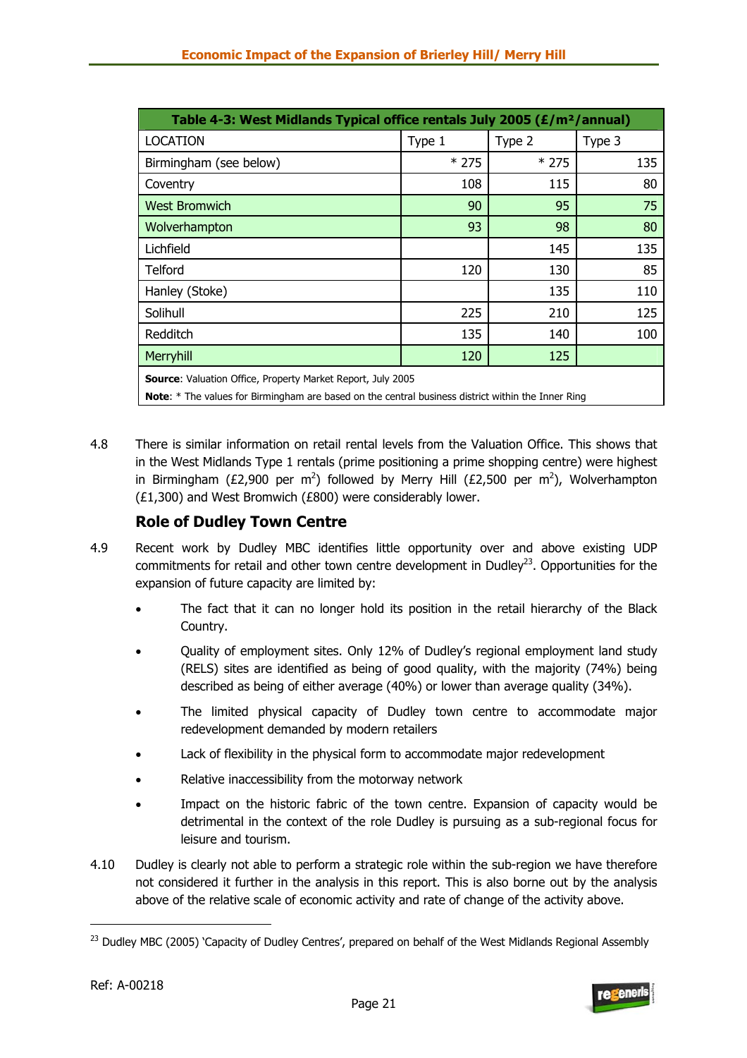| Table 4-3: West Midlands Typical office rentals July 2005 (£/m²/annual) | | | |
|---|---|---|---|
| LOCATION | Type 1 | Type 2 | Type 3 |
| Birmingham (see below) | * 275 | * 275 | 135 |
| Coventry | 108 | 115 | 80 |
| West Bromwich | 90 | 95 | 75 |
| Wolverhampton | 93 | 98 | 80 |
| Lichfield | | 145 | 135 |
| Telford | 120 | 130 | 85 |
| Hanley (Stoke) | | 135 | 110 |
| Solihull | 225 | 210 | 125 |
| Redditch | 135 | 140 | 100 |
| Merryhill | 120 | 125 | |

**Source**: Valuation Office, Property Market Report, July 2005

**Note**: * The values for Birmingham are based on the central business district within the Inner Ring

4.8 There is similar information on retail rental levels from the Valuation Office. This shows that in the West Midlands Type 1 rentals (prime positioning a prime shopping centre) were highest in Birmingham (£2,900 per $m^2$) followed by Merry Hill (£2,500 per $m^2$), Wolverhampton (£1,300) and West Bromwich (£800) were considerably lower.

### Role of Dudley Town Centre

4.9 Recent work by Dudley MBC identifies little opportunity over and above existing UDP commitments for retail and other town centre development in Dudley[23]. Opportunities for the expansion of future capacity are limited by:

- The fact that it can no longer hold its position in the retail hierarchy of the Black Country.
- Quality of employment sites. Only 12% of Dudley's regional employment land study (RELS) sites are identified as being of good quality, with the majority (74%) being described as being of either average (40%) or lower than average quality (34%).
- The limited physical capacity of Dudley town centre to accommodate major redevelopment demanded by modern retailers
- Lack of flexibility in the physical form to accommodate major redevelopment
- Relative inaccessibility from the motorway network
- Impact on the historic fabric of the town centre. Expansion of capacity would be detrimental in the context of the role Dudley is pursuing as a sub-regional focus for leisure and tourism.

4.10 Dudley is clearly not able to perform a strategic role within the sub-region we have therefore not considered it further in the analysis in this report. This is also borne out by the analysis above of the relative scale of economic activity and rate of change of the activity above.

[23] Dudley MBC (2005) 'Capacity of Dudley Centres', prepared on behalf of the West Midlands Regional Assembly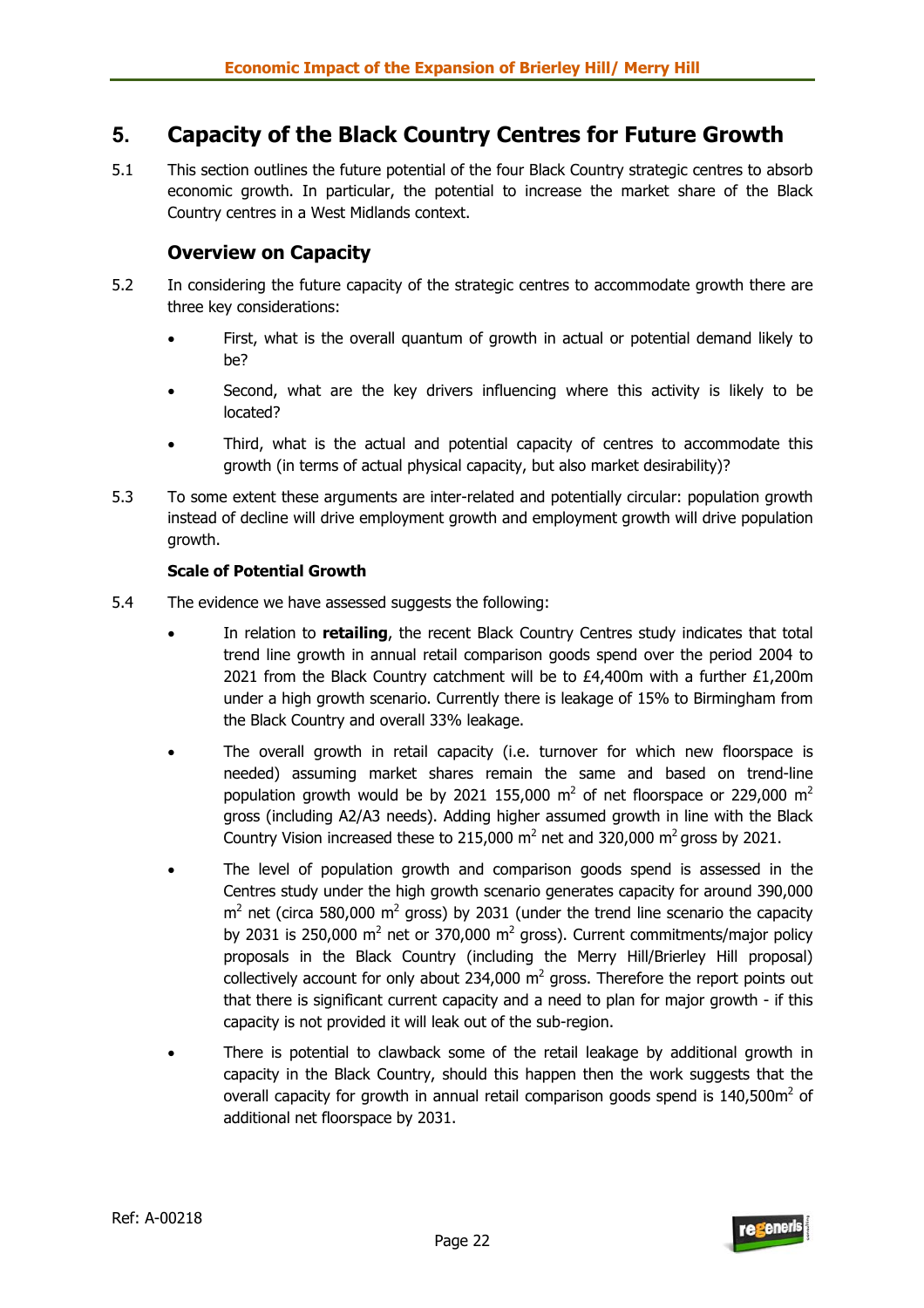## 5. Capacity of the Black Country Centres for Future Growth

5.1 This section outlines the future potential of the four Black Country strategic centres to absorb economic growth. In particular, the potential to increase the market share of the Black Country centres in a West Midlands context.

### Overview on Capacity

5.2 In considering the future capacity of the strategic centres to accommodate growth there are three key considerations:

- First, what is the overall quantum of growth in actual or potential demand likely to be?
- Second, what are the key drivers influencing where this activity is likely to be located?
- Third, what is the actual and potential capacity of centres to accommodate this growth (in terms of actual physical capacity, but also market desirability)?

5.3 To some extent these arguments are inter-related and potentially circular: population growth instead of decline will drive employment growth and employment growth will drive population growth.

**Scale of Potential Growth**

5.4 The evidence we have assessed suggests the following:

- In relation to **retailing**, the recent Black Country Centres study indicates that total trend line growth in annual retail comparison goods spend over the period 2004 to 2021 from the Black Country catchment will be to £4,400m with a further £1,200m under a high growth scenario. Currently there is leakage of 15% to Birmingham from the Black Country and overall 33% leakage.
- The overall growth in retail capacity (i.e. turnover for which new floorspace is needed) assuming market shares remain the same and based on trend-line population growth would be by 2021 155,000 m$^2$ of net floorspace or 229,000 m$^2$ gross (including A2/A3 needs). Adding higher assumed growth in line with the Black Country Vision increased these to 215,000 m$^2$ net and 320,000 m$^2$ gross by 2021.
- The level of population growth and comparison goods spend is assessed in the Centres study under the high growth scenario generates capacity for around 390,000 m$^2$ net (circa 580,000 m$^2$ gross) by 2031 (under the trend line scenario the capacity by 2031 is 250,000 m$^2$ net or 370,000 m$^2$ gross). Current commitments/major policy proposals in the Black Country (including the Merry Hill/Brierley Hill proposal) collectively account for only about 234,000 m$^2$ gross. Therefore the report points out that there is significant current capacity and a need to plan for major growth - if this capacity is not provided it will leak out of the sub-region.
- There is potential to clawback some of the retail leakage by additional growth in capacity in the Black Country, should this happen then the work suggests that the overall capacity for growth in annual retail comparison goods spend is 140,500m$^2$ of additional net floorspace by 2031.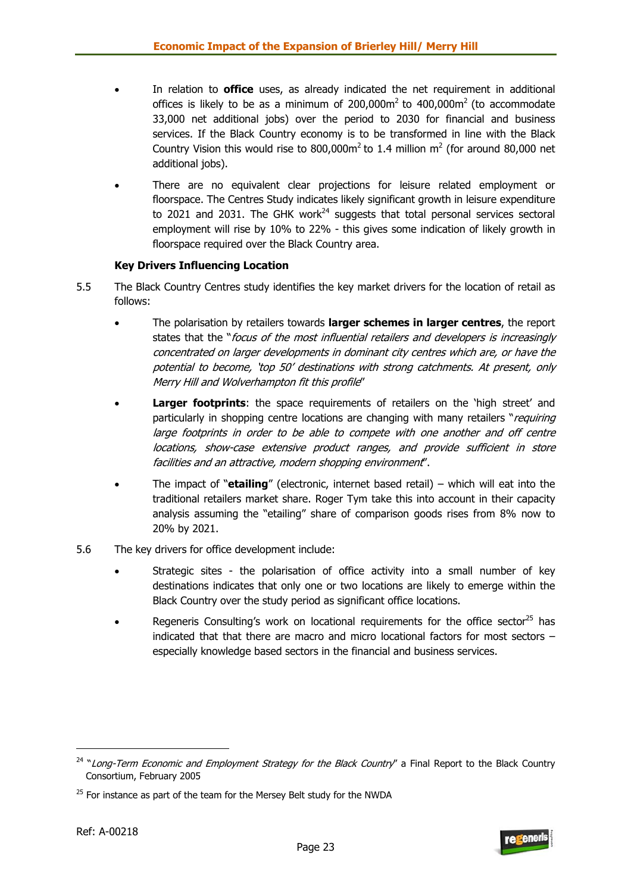- In relation to **office** uses, as already indicated the net requirement in additional offices is likely to be as a minimum of 200,000m$^2$ to 400,000m$^2$ (to accommodate 33,000 net additional jobs) over the period to 2030 for financial and business services. If the Black Country economy is to be transformed in line with the Black Country Vision this would rise to 800,000m$^2$ to 1.4 million m$^2$ (for around 80,000 net additional jobs).

- There are no equivalent clear projections for leisure related employment or floorspace. The Centres Study indicates likely significant growth in leisure expenditure to 2021 and 2031. The GHK work[24] suggests that total personal services sectoral employment will rise by 10% to 22% - this gives some indication of likely growth in floorspace required over the Black Country area.

**Key Drivers Influencing Location**

5.5 The Black Country Centres study identifies the key market drivers for the location of retail as follows:

- The polarisation by retailers towards **larger schemes in larger centres**, the report states that the "*focus of the most influential retailers and developers is increasingly concentrated on larger developments in dominant city centres which are, or have the potential to become, 'top 50' destinations with strong catchments. At present, only Merry Hill and Wolverhampton fit this profile*"

- **Larger footprints**: the space requirements of retailers on the 'high street' and particularly in shopping centre locations are changing with many retailers "*requiring large footprints in order to be able to compete with one another and off centre locations, show-case extensive product ranges, and provide sufficient in store facilities and an attractive, modern shopping environment*".

- The impact of "**etailing**" (electronic, internet based retail) – which will eat into the traditional retailers market share. Roger Tym take this into account in their capacity analysis assuming the "etailing" share of comparison goods rises from 8% now to 20% by 2021.

5.6 The key drivers for office development include:

- Strategic sites - the polarisation of office activity into a small number of key destinations indicates that only one or two locations are likely to emerge within the Black Country over the study period as significant office locations.

- Regeneris Consulting's work on locational requirements for the office sector[25] has indicated that that there are macro and micro locational factors for most sectors – especially knowledge based sectors in the financial and business services.

---

[24] "*Long-Term Economic and Employment Strategy for the Black Country*" a Final Report to the Black Country Consortium, February 2005

[25] For instance as part of the team for the Mersey Belt study for the NWDA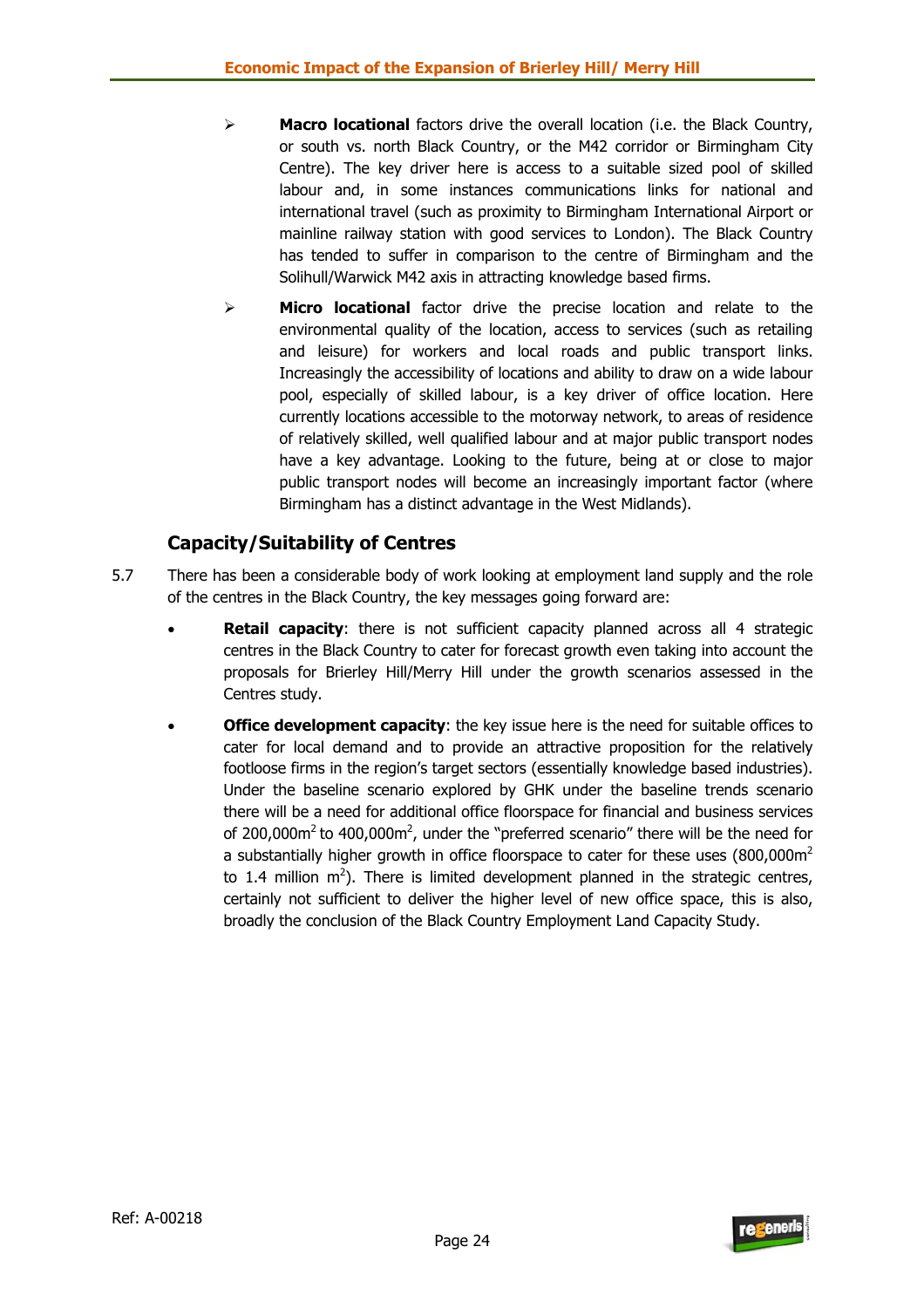- **Macro locational** factors drive the overall location (i.e. the Black Country, or south vs. north Black Country, or the M42 corridor or Birmingham City Centre). The key driver here is access to a suitable sized pool of skilled labour and, in some instances communications links for national and international travel (such as proximity to Birmingham International Airport or mainline railway station with good services to London). The Black Country has tended to suffer in comparison to the centre of Birmingham and the Solihull/Warwick M42 axis in attracting knowledge based firms.

- **Micro locational** factor drive the precise location and relate to the environmental quality of the location, access to services (such as retailing and leisure) for workers and local roads and public transport links. Increasingly the accessibility of locations and ability to draw on a wide labour pool, especially of skilled labour, is a key driver of office location. Here currently locations accessible to the motorway network, to areas of residence of relatively skilled, well qualified labour and at major public transport nodes have a key advantage. Looking to the future, being at or close to major public transport nodes will become an increasingly important factor (where Birmingham has a distinct advantage in the West Midlands).

## Capacity/Suitability of Centres

5.7 There has been a considerable body of work looking at employment land supply and the role of the centres in the Black Country, the key messages going forward are:

- **Retail capacity**: there is not sufficient capacity planned across all 4 strategic centres in the Black Country to cater for forecast growth even taking into account the proposals for Brierley Hill/Merry Hill under the growth scenarios assessed in the Centres study.

- **Office development capacity**: the key issue here is the need for suitable offices to cater for local demand and to provide an attractive proposition for the relatively footloose firms in the region's target sectors (essentially knowledge based industries). Under the baseline scenario explored by GHK under the baseline trends scenario there will be a need for additional office floorspace for financial and business services of 200,000m$^2$ to 400,000m$^2$, under the "preferred scenario" there will be the need for a substantially higher growth in office floorspace to cater for these uses (800,000m$^2$ to 1.4 million m$^2$). There is limited development planned in the strategic centres, certainly not sufficient to deliver the higher level of new office space, this is also, broadly the conclusion of the Black Country Employment Land Capacity Study.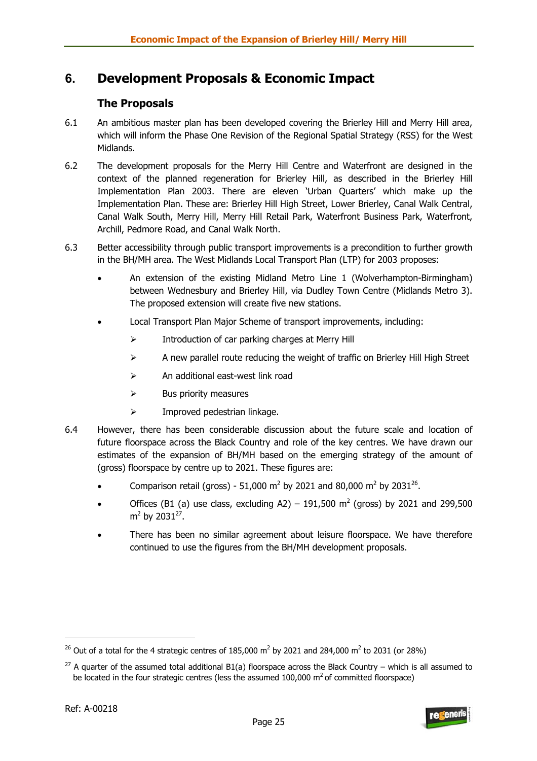# 6. Development Proposals & Economic Impact

## The Proposals

6.1 An ambitious master plan has been developed covering the Brierley Hill and Merry Hill area, which will inform the Phase One Revision of the Regional Spatial Strategy (RSS) for the West Midlands.

6.2 The development proposals for the Merry Hill Centre and Waterfront are designed in the context of the planned regeneration for Brierley Hill, as described in the Brierley Hill Implementation Plan 2003. There are eleven 'Urban Quarters' which make up the Implementation Plan. These are: Brierley Hill High Street, Lower Brierley, Canal Walk Central, Canal Walk South, Merry Hill, Merry Hill Retail Park, Waterfront Business Park, Waterfront, Archill, Pedmore Road, and Canal Walk North.

6.3 Better accessibility through public transport improvements is a precondition to further growth in the BH/MH area. The West Midlands Local Transport Plan (LTP) for 2003 proposes:

- An extension of the existing Midland Metro Line 1 (Wolverhampton-Birmingham) between Wednesbury and Brierley Hill, via Dudley Town Centre (Midlands Metro 3). The proposed extension will create five new stations.
- Local Transport Plan Major Scheme of transport improvements, including:
  - Introduction of car parking charges at Merry Hill
  - A new parallel route reducing the weight of traffic on Brierley Hill High Street
  - An additional east-west link road
  - Bus priority measures
  - Improved pedestrian linkage.

6.4 However, there has been considerable discussion about the future scale and location of future floorspace across the Black Country and role of the key centres. We have drawn our estimates of the expansion of BH/MH based on the emerging strategy of the amount of (gross) floorspace by centre up to 2021. These figures are:

- Comparison retail (gross) - 51,000 m$^2$ by 2021 and 80,000 m$^2$ by 2031[26].
- Offices (B1 (a) use class, excluding A2) – 191,500 m$^2$ (gross) by 2021 and 299,500 m$^2$ by 2031[27].
- There has been no similar agreement about leisure floorspace. We have therefore continued to use the figures from the BH/MH development proposals.

---

[26] Out of a total for the 4 strategic centres of 185,000 m$^2$ by 2021 and 284,000 m$^2$ to 2031 (or 28%)

[27] A quarter of the assumed total additional B1(a) floorspace across the Black Country – which is all assumed to be located in the four strategic centres (less the assumed 100,000 m$^2$ of committed floorspace)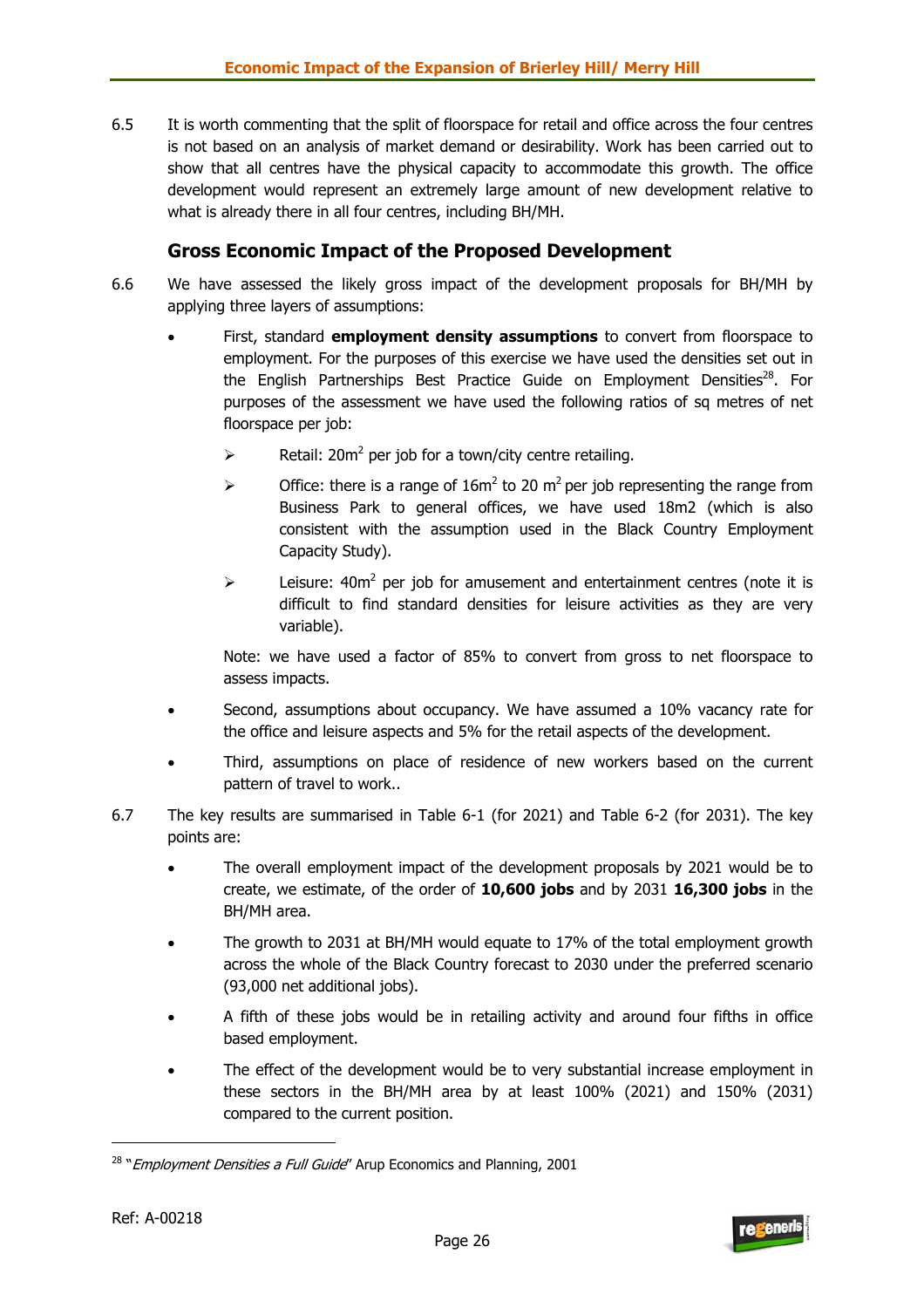6.5 It is worth commenting that the split of floorspace for retail and office across the four centres is not based on an analysis of market demand or desirability. Work has been carried out to show that all centres have the physical capacity to accommodate this growth. The office development would represent an extremely large amount of new development relative to what is already there in all four centres, including BH/MH.

## Gross Economic Impact of the Proposed Development

6.6 We have assessed the likely gross impact of the development proposals for BH/MH by applying three layers of assumptions:

- First, standard **employment density assumptions** to convert from floorspace to employment. For the purposes of this exercise we have used the densities set out in the English Partnerships Best Practice Guide on Employment Densities[28]. For purposes of the assessment we have used the following ratios of sq metres of net floorspace per job:

  - Retail: 20m$^2$ per job for a town/city centre retailing.
  - Office: there is a range of 16m$^2$ to 20 m$^2$ per job representing the range from Business Park to general offices, we have used 18m2 (which is also consistent with the assumption used in the Black Country Employment Capacity Study).
  - Leisure: 40m$^2$ per job for amusement and entertainment centres (note it is difficult to find standard densities for leisure activities as they are very variable).

  Note: we have used a factor of 85% to convert from gross to net floorspace to assess impacts.

- Second, assumptions about occupancy. We have assumed a 10% vacancy rate for the office and leisure aspects and 5% for the retail aspects of the development.

- Third, assumptions on place of residence of new workers based on the current pattern of travel to work..

6.7 The key results are summarised in Table 6-1 (for 2021) and Table 6-2 (for 2031). The key points are:

- The overall employment impact of the development proposals by 2021 would be to create, we estimate, of the order of **10,600 jobs** and by 2031 **16,300 jobs** in the BH/MH area.
- The growth to 2031 at BH/MH would equate to 17% of the total employment growth across the whole of the Black Country forecast to 2030 under the preferred scenario (93,000 net additional jobs).
- A fifth of these jobs would be in retailing activity and around four fifths in office based employment.
- The effect of the development would be to very substantial increase employment in these sectors in the BH/MH area by at least 100% (2021) and 150% (2031) compared to the current position.

[28] "*Employment Densities a Full Guide*" Arup Economics and Planning, 2001

Ref: A-00218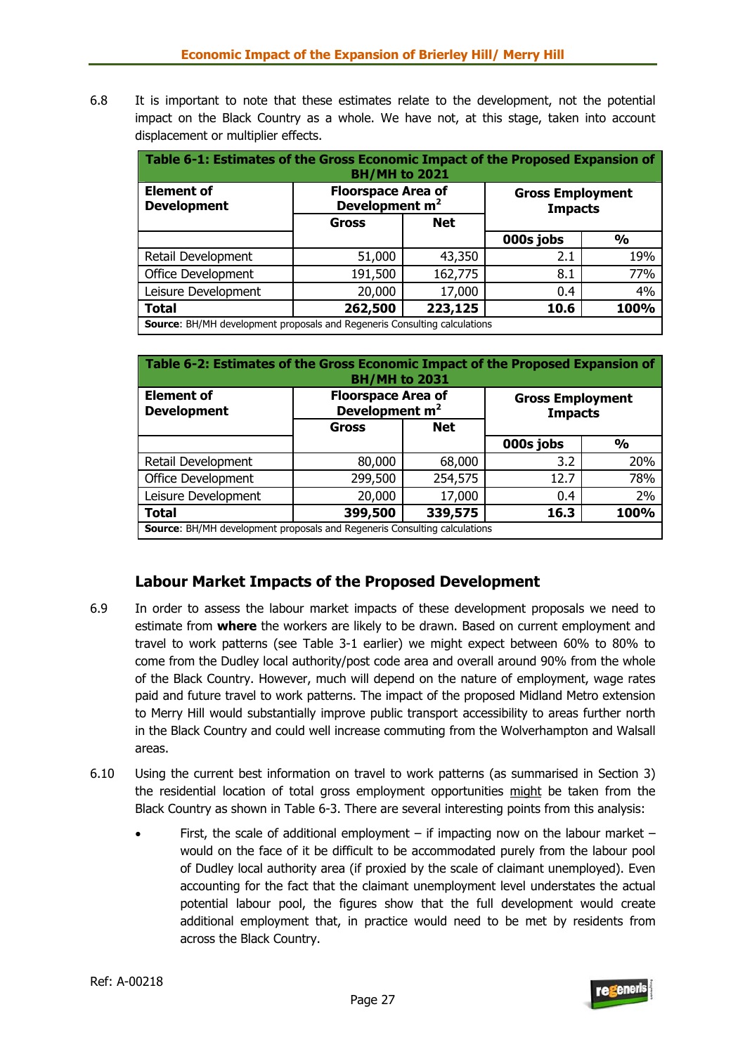6.8 It is important to note that these estimates relate to the development, not the potential impact on the Black Country as a whole. We have not, at this stage, taken into account displacement or multiplier effects.

**Table 6-1: Estimates of the Gross Economic Impact of the Proposed Expansion of BH/MH to 2021**

| Element of Development | Floorspace Area of Development $m^2$ | | Gross Employment Impacts | |
|---|---|---|---|---|
| | Gross | Net | 000s jobs | % |
| Retail Development | 51,000 | 43,350 | 2.1 | 19% |
| Office Development | 191,500 | 162,775 | 8.1 | 77% |
| Leisure Development | 20,000 | 17,000 | 0.4 | 4% |
| **Total** | **262,500** | **223,125** | **10.6** | **100%** |

**Source**: BH/MH development proposals and Regeneris Consulting calculations

**Table 6-2: Estimates of the Gross Economic Impact of the Proposed Expansion of BH/MH to 2031**

| Element of Development | Floorspace Area of Development $m^2$ | | Gross Employment Impacts | |
|---|---|---|---|---|
| | Gross | Net | 000s jobs | % |
| Retail Development | 80,000 | 68,000 | 3.2 | 20% |
| Office Development | 299,500 | 254,575 | 12.7 | 78% |
| Leisure Development | 20,000 | 17,000 | 0.4 | 2% |
| **Total** | **399,500** | **339,575** | **16.3** | **100%** |

**Source**: BH/MH development proposals and Regeneris Consulting calculations

## Labour Market Impacts of the Proposed Development

6.9 In order to assess the labour market impacts of these development proposals we need to estimate from **where** the workers are likely to be drawn. Based on current employment and travel to work patterns (see Table 3-1 earlier) we might expect between 60% to 80% to come from the Dudley local authority/post code area and overall around 90% from the whole of the Black Country. However, much will depend on the nature of employment, wage rates paid and future travel to work patterns. The impact of the proposed Midland Metro extension to Merry Hill would substantially improve public transport accessibility to areas further north in the Black Country and could well increase commuting from the Wolverhampton and Walsall areas.

6.10 Using the current best information on travel to work patterns (as summarised in Section 3) the residential location of total gross employment opportunities might be taken from the Black Country as shown in Table 6-3. There are several interesting points from this analysis:

- First, the scale of additional employment – if impacting now on the labour market – would on the face of it be difficult to be accommodated purely from the labour pool of Dudley local authority area (if proxied by the scale of claimant unemployed). Even accounting for the fact that the claimant unemployment level understates the actual potential labour pool, the figures show that the full development would create additional employment that, in practice would need to be met by residents from across the Black Country.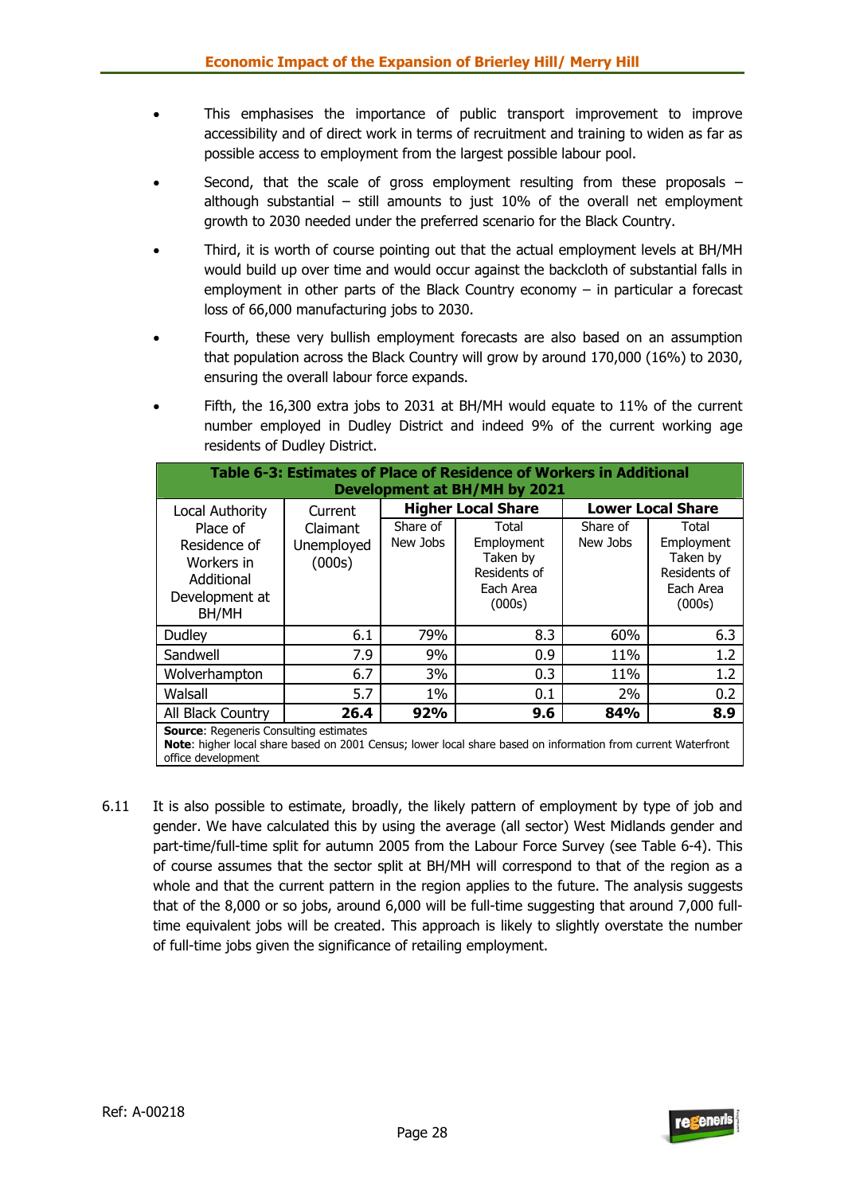- This emphasises the importance of public transport improvement to improve accessibility and of direct work in terms of recruitment and training to widen as far as possible access to employment from the largest possible labour pool.
- Second, that the scale of gross employment resulting from these proposals – although substantial – still amounts to just 10% of the overall net employment growth to 2030 needed under the preferred scenario for the Black Country.
- Third, it is worth of course pointing out that the actual employment levels at BH/MH would build up over time and would occur against the backcloth of substantial falls in employment in other parts of the Black Country economy – in particular a forecast loss of 66,000 manufacturing jobs to 2030.
- Fourth, these very bullish employment forecasts are also based on an assumption that population across the Black Country will grow by around 170,000 (16%) to 2030, ensuring the overall labour force expands.
- Fifth, the 16,300 extra jobs to 2031 at BH/MH would equate to 11% of the current number employed in Dudley District and indeed 9% of the current working age residents of Dudley District.

**Table 6-3: Estimates of Place of Residence of Workers in Additional Development at BH/MH by 2021**

| Local Authority Place of Residence of Workers in Additional Development at BH/MH | Current Claimant Unemployed (000s) | **Higher Local Share** | | **Lower Local Share** | |
|---|---|---|---|---|---|
| | | Share of New Jobs | Total Employment Taken by Residents of Each Area (000s) | Share of New Jobs | Total Employment Taken by Residents of Each Area (000s) |
| Dudley | 6.1 | 79% | 8.3 | 60% | 6.3 |
| Sandwell | 7.9 | 9% | 0.9 | 11% | 1.2 |
| Wolverhampton | 6.7 | 3% | 0.3 | 11% | 1.2 |
| Walsall | 5.7 | 1% | 0.1 | 2% | 0.2 |
| All Black Country | **26.4** | **92%** | **9.6** | **84%** | **8.9** |

**Source**: Regeneris Consulting estimates
**Note**: higher local share based on 2001 Census; lower local share based on information from current Waterfront office development

6.11 It is also possible to estimate, broadly, the likely pattern of employment by type of job and gender. We have calculated this by using the average (all sector) West Midlands gender and part-time/full-time split for autumn 2005 from the Labour Force Survey (see Table 6-4). This of course assumes that the sector split at BH/MH will correspond to that of the region as a whole and that the current pattern in the region applies to the future. The analysis suggests that of the 8,000 or so jobs, around 6,000 will be full-time suggesting that around 7,000 full-time equivalent jobs will be created. This approach is likely to slightly overstate the number of full-time jobs given the significance of retailing employment.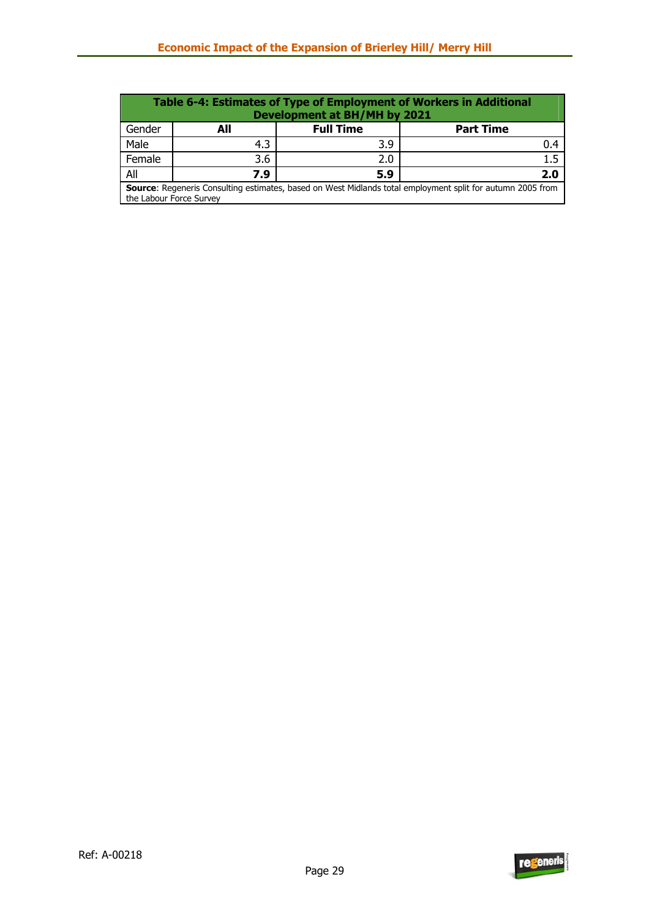**Table 6-4: Estimates of Type of Employment of Workers in Additional Development at BH/MH by 2021**

| Gender | All | Full Time | Part Time |
|---|---|---|---|
| Male | 4.3 | 3.9 | 0.4 |
| Female | 3.6 | 2.0 | 1.5 |
| All | **7.9** | **5.9** | **2.0** |

**Source**: Regeneris Consulting estimates, based on West Midlands total employment split for autumn 2005 from the Labour Force Survey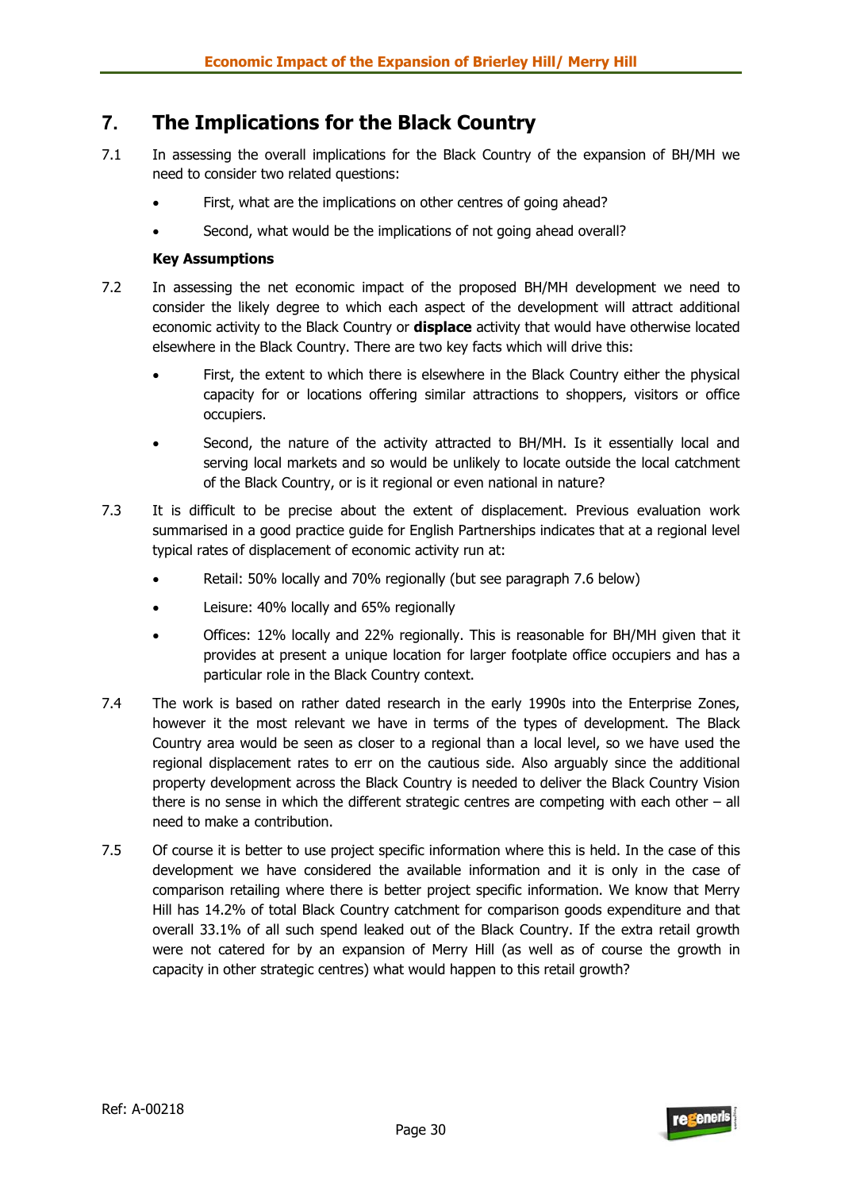# 7. The Implications for the Black Country

7.1 In assessing the overall implications for the Black Country of the expansion of BH/MH we need to consider two related questions:

- First, what are the implications on other centres of going ahead?
- Second, what would be the implications of not going ahead overall?

**Key Assumptions**

7.2 In assessing the net economic impact of the proposed BH/MH development we need to consider the likely degree to which each aspect of the development will attract additional economic activity to the Black Country or **displace** activity that would have otherwise located elsewhere in the Black Country. There are two key facts which will drive this:

- First, the extent to which there is elsewhere in the Black Country either the physical capacity for or locations offering similar attractions to shoppers, visitors or office occupiers.
- Second, the nature of the activity attracted to BH/MH. Is it essentially local and serving local markets and so would be unlikely to locate outside the local catchment of the Black Country, or is it regional or even national in nature?

7.3 It is difficult to be precise about the extent of displacement. Previous evaluation work summarised in a good practice guide for English Partnerships indicates that at a regional level typical rates of displacement of economic activity run at:

- Retail: 50% locally and 70% regionally (but see paragraph 7.6 below)
- Leisure: 40% locally and 65% regionally
- Offices: 12% locally and 22% regionally. This is reasonable for BH/MH given that it provides at present a unique location for larger footplate office occupiers and has a particular role in the Black Country context.

7.4 The work is based on rather dated research in the early 1990s into the Enterprise Zones, however it the most relevant we have in terms of the types of development. The Black Country area would be seen as closer to a regional than a local level, so we have used the regional displacement rates to err on the cautious side. Also arguably since the additional property development across the Black Country is needed to deliver the Black Country Vision there is no sense in which the different strategic centres are competing with each other – all need to make a contribution.

7.5 Of course it is better to use project specific information where this is held. In the case of this development we have considered the available information and it is only in the case of comparison retailing where there is better project specific information. We know that Merry Hill has 14.2% of total Black Country catchment for comparison goods expenditure and that overall 33.1% of all such spend leaked out of the Black Country. If the extra retail growth were not catered for by an expansion of Merry Hill (as well as of course the growth in capacity in other strategic centres) what would happen to this retail growth?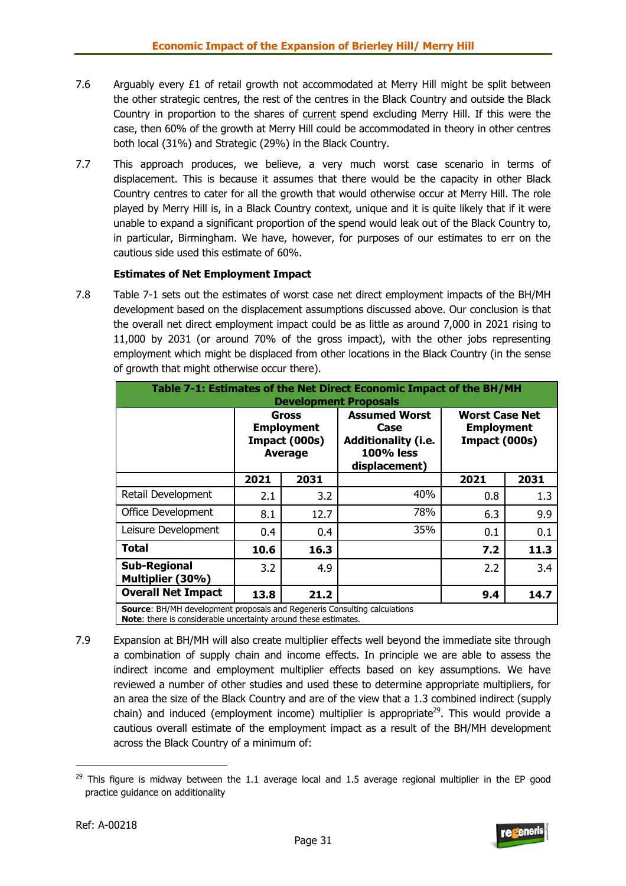7.6 Arguably every £1 of retail growth not accommodated at Merry Hill might be split between the other strategic centres, the rest of the centres in the Black Country and outside the Black Country in proportion to the shares of current spend excluding Merry Hill. If this were the case, then 60% of the growth at Merry Hill could be accommodated in theory in other centres both local (31%) and Strategic (29%) in the Black Country.

7.7 This approach produces, we believe, a very much worst case scenario in terms of displacement. This is because it assumes that there would be the capacity in other Black Country centres to cater for all the growth that would otherwise occur at Merry Hill. The role played by Merry Hill is, in a Black Country context, unique and it is quite likely that if it were unable to expand a significant proportion of the spend would leak out of the Black Country to, in particular, Birmingham. We have, however, for purposes of our estimates to err on the cautious side used this estimate of 60%.

**Estimates of Net Employment Impact**

7.8 Table 7-1 sets out the estimates of worst case net direct employment impacts of the BH/MH development based on the displacement assumptions discussed above. Our conclusion is that the overall net direct employment impact could be as little as around 7,000 in 2021 rising to 11,000 by 2031 (or around 70% of the gross impact), with the other jobs representing employment which might be displaced from other locations in the Black Country (in the sense of growth that might otherwise occur there).

**Table 7-1: Estimates of the Net Direct Economic Impact of the BH/MH Development Proposals**

| | Gross Employment Impact (000s) Average | | Assumed Worst Case Additionality (i.e. 100% less displacement) | Worst Case Net Employment Impact (000s) | |
|---|---|---|---|---|---|
| | 2021 | 2031 | | 2021 | 2031 |
| Retail Development | 2.1 | 3.2 | 40% | 0.8 | 1.3 |
| Office Development | 8.1 | 12.7 | 78% | 6.3 | 9.9 |
| Leisure Development | 0.4 | 0.4 | 35% | 0.1 | 0.1 |
| **Total** | **10.6** | **16.3** | | **7.2** | **11.3** |
| **Sub-Regional Multiplier (30%)** | 3.2 | 4.9 | | 2.2 | 3.4 |
| **Overall Net Impact** | **13.8** | **21.2** | | **9.4** | **14.7** |

**Source**: BH/MH development proposals and Regeneris Consulting calculations
**Note**: there is considerable uncertainty around these estimates.

7.9 Expansion at BH/MH will also create multiplier effects well beyond the immediate site through a combination of supply chain and income effects. In principle we are able to assess the indirect income and employment multiplier effects based on key assumptions. We have reviewed a number of other studies and used these to determine appropriate multipliers, for an area the size of the Black Country and are of the view that a 1.3 combined indirect (supply chain) and induced (employment income) multiplier is appropriate[29]. This would provide a cautious overall estimate of the employment impact as a result of the BH/MH development across the Black Country of a minimum of:

[29] This figure is midway between the 1.1 average local and 1.5 average regional multiplier in the EP good practice guidance on additionality

Ref: A-00218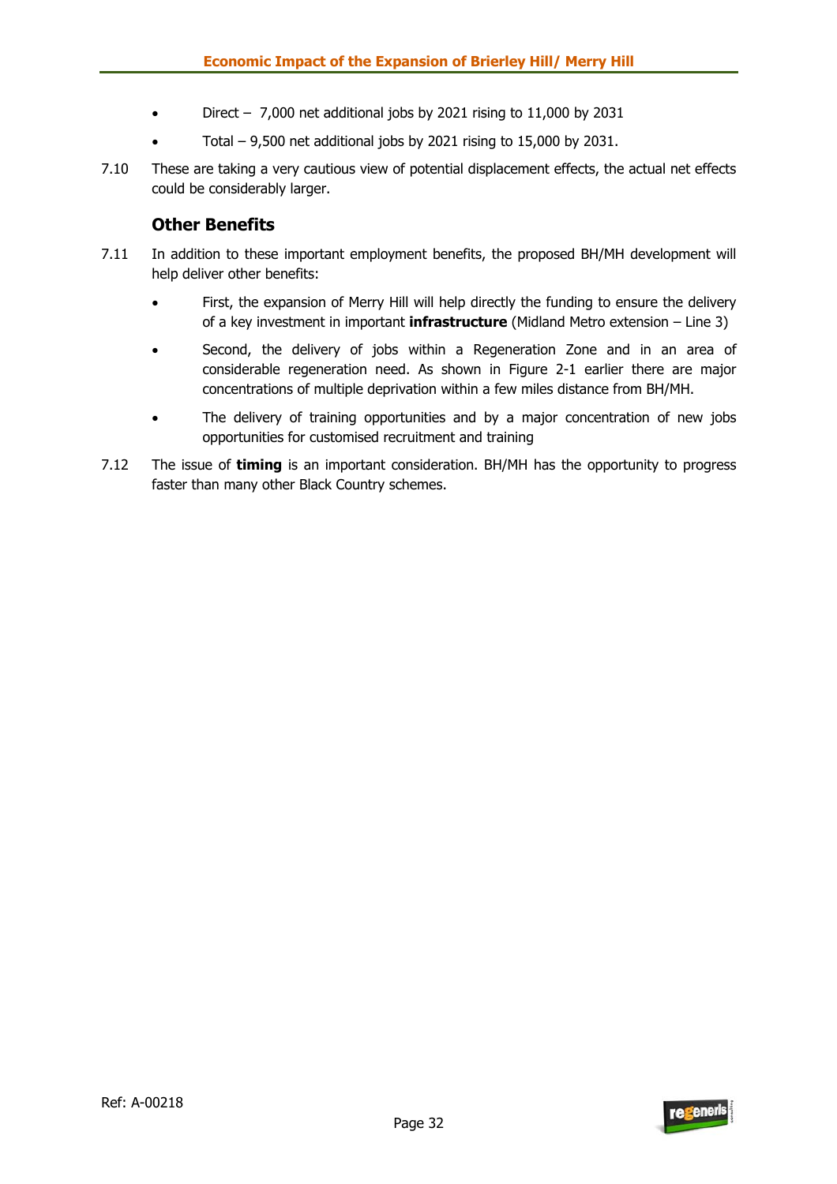- Direct – 7,000 net additional jobs by 2021 rising to 11,000 by 2031
- Total – 9,500 net additional jobs by 2021 rising to 15,000 by 2031.

7.10 These are taking a very cautious view of potential displacement effects, the actual net effects could be considerably larger.

### Other Benefits

7.11 In addition to these important employment benefits, the proposed BH/MH development will help deliver other benefits:

- First, the expansion of Merry Hill will help directly the funding to ensure the delivery of a key investment in important **infrastructure** (Midland Metro extension – Line 3)
- Second, the delivery of jobs within a Regeneration Zone and in an area of considerable regeneration need. As shown in Figure 2-1 earlier there are major concentrations of multiple deprivation within a few miles distance from BH/MH.
- The delivery of training opportunities and by a major concentration of new jobs opportunities for customised recruitment and training

7.12 The issue of **timing** is an important consideration. BH/MH has the opportunity to progress faster than many other Black Country schemes.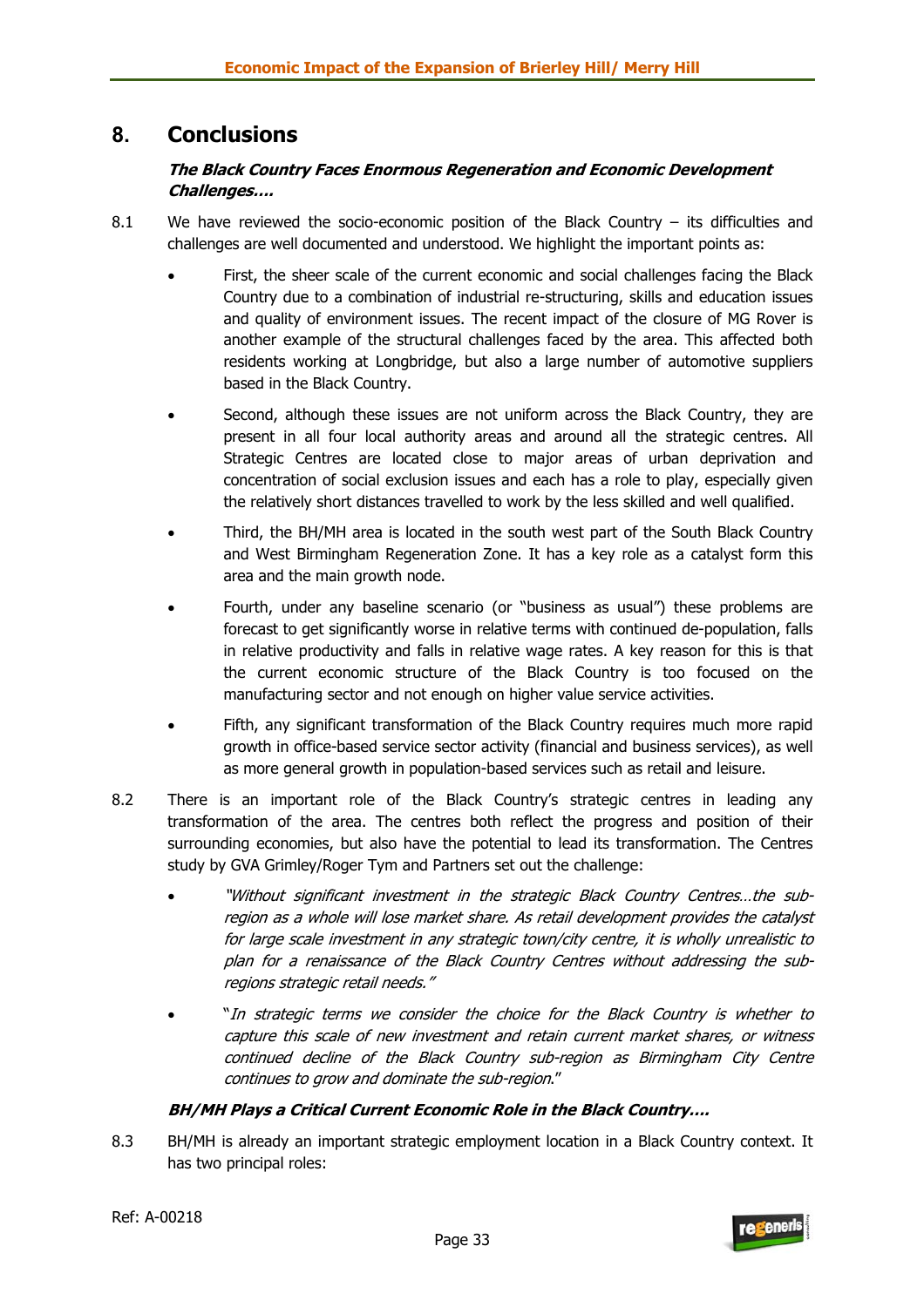# 8. Conclusions

***The Black Country Faces Enormous Regeneration and Economic Development Challenges….***

8.1 We have reviewed the socio-economic position of the Black Country – its difficulties and challenges are well documented and understood. We highlight the important points as:

- First, the sheer scale of the current economic and social challenges facing the Black Country due to a combination of industrial re-structuring, skills and education issues and quality of environment issues. The recent impact of the closure of MG Rover is another example of the structural challenges faced by the area. This affected both residents working at Longbridge, but also a large number of automotive suppliers based in the Black Country.
- Second, although these issues are not uniform across the Black Country, they are present in all four local authority areas and around all the strategic centres. All Strategic Centres are located close to major areas of urban deprivation and concentration of social exclusion issues and each has a role to play, especially given the relatively short distances travelled to work by the less skilled and well qualified.
- Third, the BH/MH area is located in the south west part of the South Black Country and West Birmingham Regeneration Zone. It has a key role as a catalyst form this area and the main growth node.
- Fourth, under any baseline scenario (or "business as usual") these problems are forecast to get significantly worse in relative terms with continued de-population, falls in relative productivity and falls in relative wage rates. A key reason for this is that the current economic structure of the Black Country is too focused on the manufacturing sector and not enough on higher value service activities.
- Fifth, any significant transformation of the Black Country requires much more rapid growth in office-based service sector activity (financial and business services), as well as more general growth in population-based services such as retail and leisure.

8.2 There is an important role of the Black Country's strategic centres in leading any transformation of the area. The centres both reflect the progress and position of their surrounding economies, but also have the potential to lead its transformation. The Centres study by GVA Grimley/Roger Tym and Partners set out the challenge:

- *"Without significant investment in the strategic Black Country Centres…the sub-region as a whole will lose market share. As retail development provides the catalyst for large scale investment in any strategic town/city centre, it is wholly unrealistic to plan for a renaissance of the Black Country Centres without addressing the sub-regions strategic retail needs."*
- "*In strategic terms we consider the choice for the Black Country is whether to capture this scale of new investment and retain current market shares, or witness continued decline of the Black Country sub-region as Birmingham City Centre continues to grow and dominate the sub-region.*"

***BH/MH Plays a Critical Current Economic Role in the Black Country….***

8.3 BH/MH is already an important strategic employment location in a Black Country context. It has two principal roles: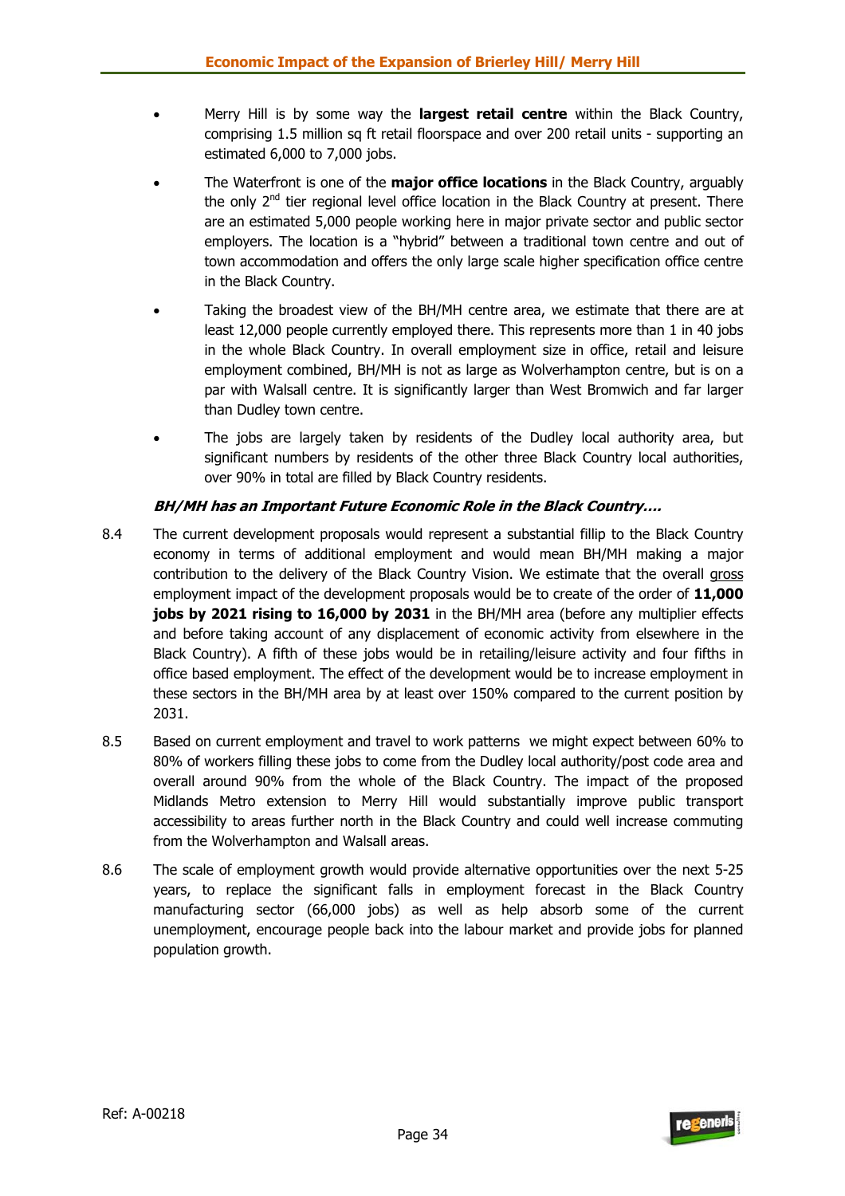- Merry Hill is by some way the **largest retail centre** within the Black Country, comprising 1.5 million sq ft retail floorspace and over 200 retail units - supporting an estimated 6,000 to 7,000 jobs.

- The Waterfront is one of the **major office locations** in the Black Country, arguably the only 2nd tier regional level office location in the Black Country at present. There are an estimated 5,000 people working here in major private sector and public sector employers. The location is a "hybrid" between a traditional town centre and out of town accommodation and offers the only large scale higher specification office centre in the Black Country.

- Taking the broadest view of the BH/MH centre area, we estimate that there are at least 12,000 people currently employed there. This represents more than 1 in 40 jobs in the whole Black Country. In overall employment size in office, retail and leisure employment combined, BH/MH is not as large as Wolverhampton centre, but is on a par with Walsall centre. It is significantly larger than West Bromwich and far larger than Dudley town centre.

- The jobs are largely taken by residents of the Dudley local authority area, but significant numbers by residents of the other three Black Country local authorities, over 90% in total are filled by Black Country residents.

***BH/MH has an Important Future Economic Role in the Black Country….***

8.4 The current development proposals would represent a substantial fillip to the Black Country economy in terms of additional employment and would mean BH/MH making a major contribution to the delivery of the Black Country Vision. We estimate that the overall gross employment impact of the development proposals would be to create of the order of **11,000 jobs by 2021 rising to 16,000 by 2031** in the BH/MH area (before any multiplier effects and before taking account of any displacement of economic activity from elsewhere in the Black Country). A fifth of these jobs would be in retailing/leisure activity and four fifths in office based employment. The effect of the development would be to increase employment in these sectors in the BH/MH area by at least over 150% compared to the current position by 2031.

8.5 Based on current employment and travel to work patterns we might expect between 60% to 80% of workers filling these jobs to come from the Dudley local authority/post code area and overall around 90% from the whole of the Black Country. The impact of the proposed Midlands Metro extension to Merry Hill would substantially improve public transport accessibility to areas further north in the Black Country and could well increase commuting from the Wolverhampton and Walsall areas.

8.6 The scale of employment growth would provide alternative opportunities over the next 5-25 years, to replace the significant falls in employment forecast in the Black Country manufacturing sector (66,000 jobs) as well as help absorb some of the current unemployment, encourage people back into the labour market and provide jobs for planned population growth.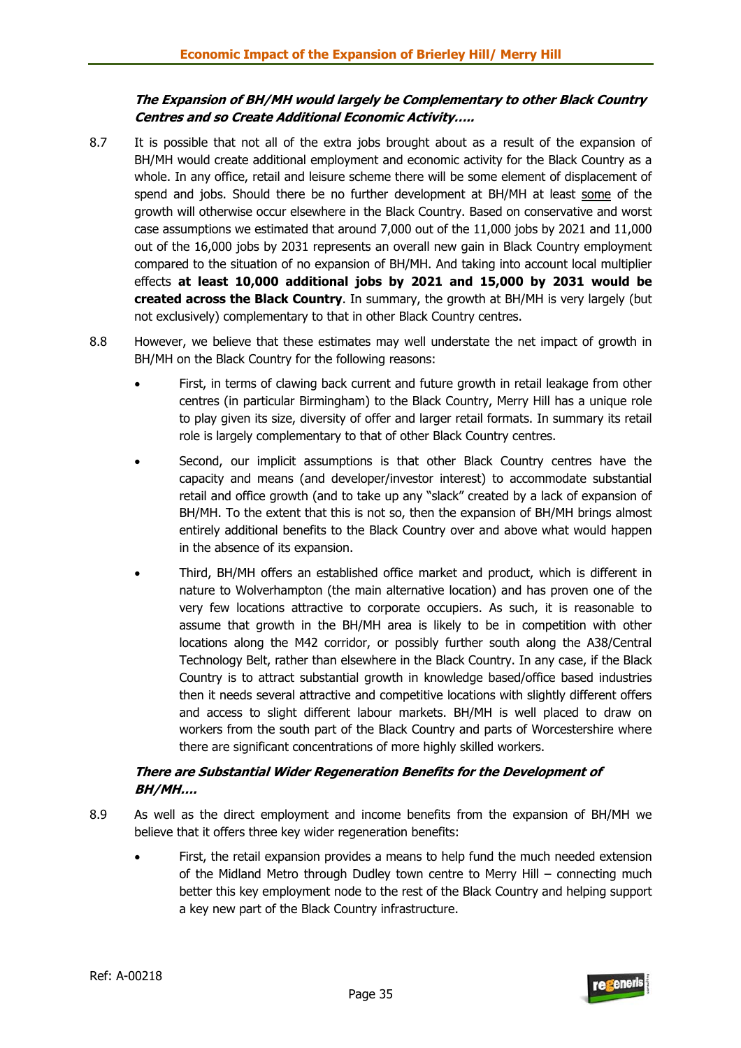***The Expansion of BH/MH would largely be Complementary to other Black Country Centres and so Create Additional Economic Activity…..***

8.7 It is possible that not all of the extra jobs brought about as a result of the expansion of BH/MH would create additional employment and economic activity for the Black Country as a whole. In any office, retail and leisure scheme there will be some element of displacement of spend and jobs. Should there be no further development at BH/MH at least some of the growth will otherwise occur elsewhere in the Black Country. Based on conservative and worst case assumptions we estimated that around 7,000 out of the 11,000 jobs by 2021 and 11,000 out of the 16,000 jobs by 2031 represents an overall new gain in Black Country employment compared to the situation of no expansion of BH/MH. And taking into account local multiplier effects **at least 10,000 additional jobs by 2021 and 15,000 by 2031 would be created across the Black Country**. In summary, the growth at BH/MH is very largely (but not exclusively) complementary to that in other Black Country centres.

8.8 However, we believe that these estimates may well understate the net impact of growth in BH/MH on the Black Country for the following reasons:

- First, in terms of clawing back current and future growth in retail leakage from other centres (in particular Birmingham) to the Black Country, Merry Hill has a unique role to play given its size, diversity of offer and larger retail formats. In summary its retail role is largely complementary to that of other Black Country centres.
- Second, our implicit assumptions is that other Black Country centres have the capacity and means (and developer/investor interest) to accommodate substantial retail and office growth (and to take up any "slack" created by a lack of expansion of BH/MH. To the extent that this is not so, then the expansion of BH/MH brings almost entirely additional benefits to the Black Country over and above what would happen in the absence of its expansion.
- Third, BH/MH offers an established office market and product, which is different in nature to Wolverhampton (the main alternative location) and has proven one of the very few locations attractive to corporate occupiers. As such, it is reasonable to assume that growth in the BH/MH area is likely to be in competition with other locations along the M42 corridor, or possibly further south along the A38/Central Technology Belt, rather than elsewhere in the Black Country. In any case, if the Black Country is to attract substantial growth in knowledge based/office based industries then it needs several attractive and competitive locations with slightly different offers and access to slight different labour markets. BH/MH is well placed to draw on workers from the south part of the Black Country and parts of Worcestershire where there are significant concentrations of more highly skilled workers.

***There are Substantial Wider Regeneration Benefits for the Development of BH/MH….***

8.9 As well as the direct employment and income benefits from the expansion of BH/MH we believe that it offers three key wider regeneration benefits:

- First, the retail expansion provides a means to help fund the much needed extension of the Midland Metro through Dudley town centre to Merry Hill – connecting much better this key employment node to the rest of the Black Country and helping support a key new part of the Black Country infrastructure.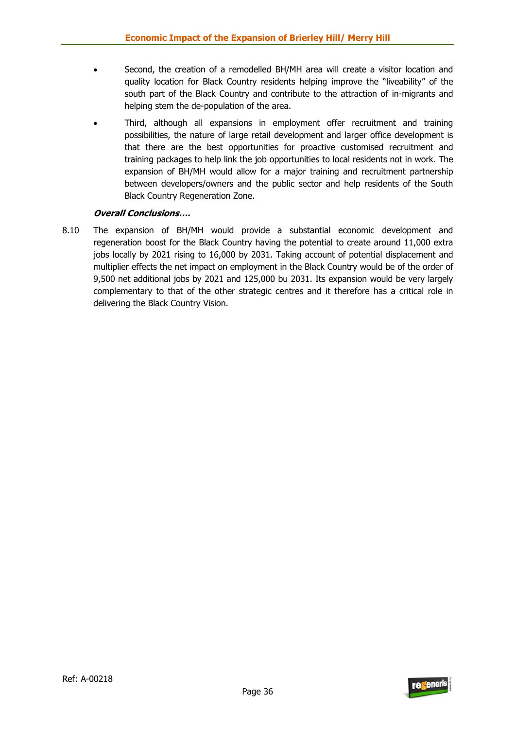- Second, the creation of a remodelled BH/MH area will create a visitor location and quality location for Black Country residents helping improve the "liveability" of the south part of the Black Country and contribute to the attraction of in-migrants and helping stem the de-population of the area.
- Third, although all expansions in employment offer recruitment and training possibilities, the nature of large retail development and larger office development is that there are the best opportunities for proactive customised recruitment and training packages to help link the job opportunities to local residents not in work. The expansion of BH/MH would allow for a major training and recruitment partnership between developers/owners and the public sector and help residents of the South Black Country Regeneration Zone.

***Overall Conclusions….***

8.10 The expansion of BH/MH would provide a substantial economic development and regeneration boost for the Black Country having the potential to create around 11,000 extra jobs locally by 2021 rising to 16,000 by 2031. Taking account of potential displacement and multiplier effects the net impact on employment in the Black Country would be of the order of 9,500 net additional jobs by 2021 and 125,000 bu 2031. Its expansion would be very largely complementary to that of the other strategic centres and it therefore has a critical role in delivering the Black Country Vision.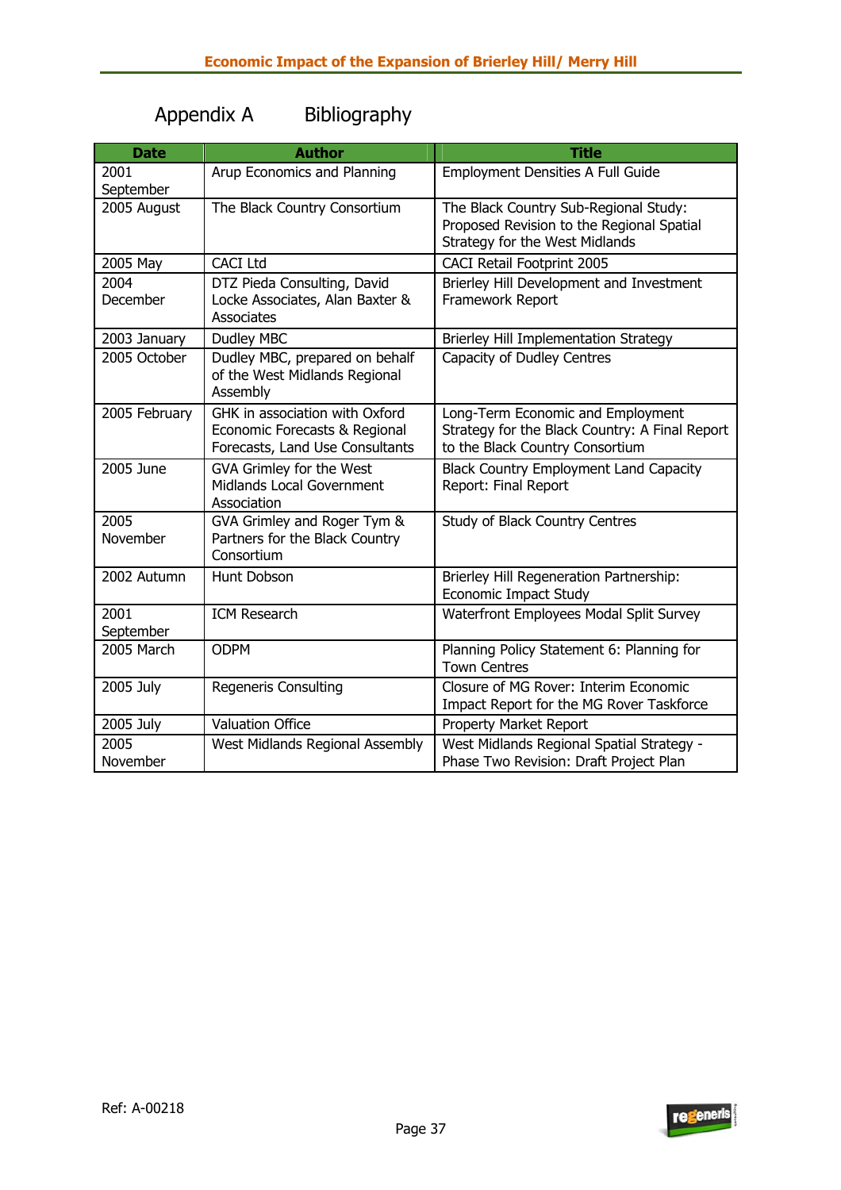# Appendix A Bibliography

| Date | Author | Title |
|---|---|---|
| 2001 September | Arup Economics and Planning | Employment Densities A Full Guide |
| 2005 August | The Black Country Consortium | The Black Country Sub-Regional Study: Proposed Revision to the Regional Spatial Strategy for the West Midlands |
| 2005 May | CACI Ltd | CACI Retail Footprint 2005 |
| 2004 December | DTZ Pieda Consulting, David Locke Associates, Alan Baxter & Associates | Brierley Hill Development and Investment Framework Report |
| 2003 January | Dudley MBC | Brierley Hill Implementation Strategy |
| 2005 October | Dudley MBC, prepared on behalf of the West Midlands Regional Assembly | Capacity of Dudley Centres |
| 2005 February | GHK in association with Oxford Economic Forecasts & Regional Forecasts, Land Use Consultants | Long-Term Economic and Employment Strategy for the Black Country: A Final Report to the Black Country Consortium |
| 2005 June | GVA Grimley for the West Midlands Local Government Association | Black Country Employment Land Capacity Report: Final Report |
| 2005 November | GVA Grimley and Roger Tym & Partners for the Black Country Consortium | Study of Black Country Centres |
| 2002 Autumn | Hunt Dobson | Brierley Hill Regeneration Partnership: Economic Impact Study |
| 2001 September | ICM Research | Waterfront Employees Modal Split Survey |
| 2005 March | ODPM | Planning Policy Statement 6: Planning for Town Centres |
| 2005 July | Regeneris Consulting | Closure of MG Rover: Interim Economic Impact Report for the MG Rover Taskforce |
| 2005 July | Valuation Office | Property Market Report |
| 2005 November | West Midlands Regional Assembly | West Midlands Regional Spatial Strategy - Phase Two Revision: Draft Project Plan |

Ref: A-00218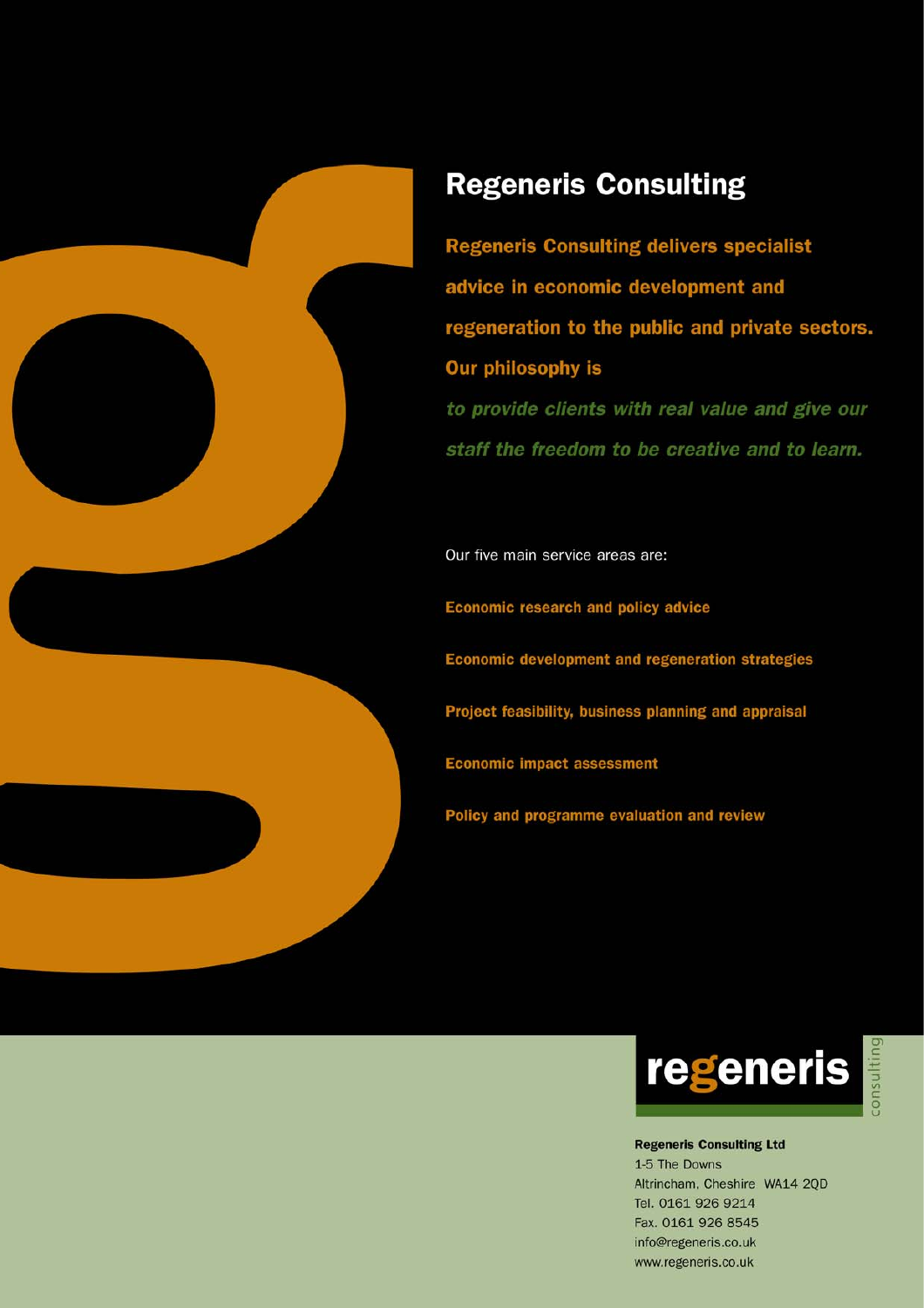# Regeneris Consulting

**Regeneris Consulting delivers specialist advice in economic development and regeneration to the public and private sectors. Our philosophy is**

***to provide clients with real value and give our staff the freedom to be creative and to learn.***

Our five main service areas are:

**Economic research and policy advice**

**Economic development and regeneration strategies**

**Project feasibility, business planning and appraisal**

**Economic impact assessment**

**Policy and programme evaluation and review**

regeneris consulting

**Regeneris Consulting Ltd**
1-5 The Downs
Altrincham, Cheshire WA14 2QD
Tel. 0161 926 9214
Fax. 0161 926 8545
info@regeneris.co.uk
www.regeneris.co.uk